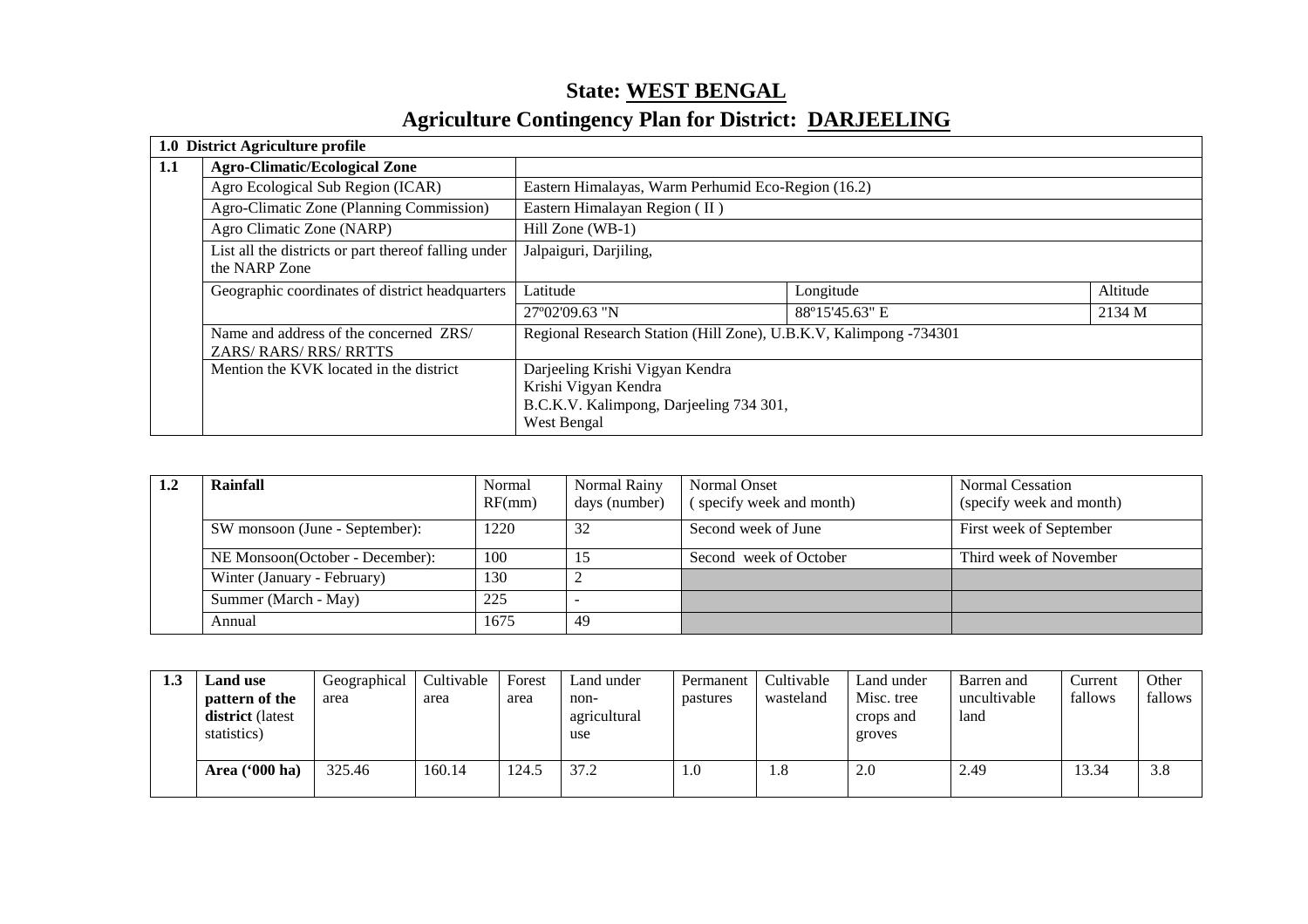# State: WEST BENGAL

# Agriculture Contingency Plan for District: DARJEELING

| 1.0 District Agriculture profile | | | | |
|---|---|---|---|---|
| **1.1** | **Agro-Climatic/Ecological Zone** | | | |
| | Agro Ecological Sub Region (ICAR) | Eastern Himalayas, Warm Perhumid Eco-Region (16.2) | | |
| | Agro-Climatic Zone (Planning Commission) | Eastern Himalayan Region ( II ) | | |
| | Agro Climatic Zone (NARP) | Hill Zone (WB-1) | | |
| | List all the districts or part thereof falling under the NARP Zone | Jalpaiguri, Darjiling, | | |
| | Geographic coordinates of district headquarters | Latitude | Longitude | Altitude |
| | | 27º02'09.63 "N | 88º15'45.63" E | 2134 M |
| | Name and address of the concerned ZRS/ ZARS/ RARS/ RRS/ RRTTS | Regional Research Station (Hill Zone), U.B.K.V, Kalimpong -734301 | | |
| | Mention the KVK located in the district | Darjeeling Krishi Vigyan Kendra<br>Krishi Vigyan Kendra<br>B.C.K.V. Kalimpong, Darjeeling 734 301,<br>West Bengal | | |

| 1.2 | Rainfall | Normal RF(mm) | Normal Rainy days (number) | Normal Onset ( specify week and month) | Normal Cessation (specify week and month) |
|---|---|---|---|---|---|
| | SW monsoon (June - September): | 1220 | 32 | Second week of June | First week of September |
| | NE Monsoon(October - December): | 100 | 15 | Second week of October | Third week of November |
| | Winter (January - February) | 130 | 2 | | |
| | Summer (March - May) | 225 | - | | |
| | Annual | 1675 | 49 | | |

| 1.3 | Land use pattern of the district (latest statistics) | Geographical area | Cultivable area | Forest area | Land under non-agricultural use | Permanent pastures | Cultivable wasteland | Land under Misc. tree crops and groves | Barren and uncultivable land | Current fallows | Other fallows |
|---|---|---|---|---|---|---|---|---|---|---|---|
| | **Area ('000 ha)** | 325.46 | 160.14 | 124.5 | 37.2 | 1.0 | 1.8 | 2.0 | 2.49 | 13.34 | 3.8 |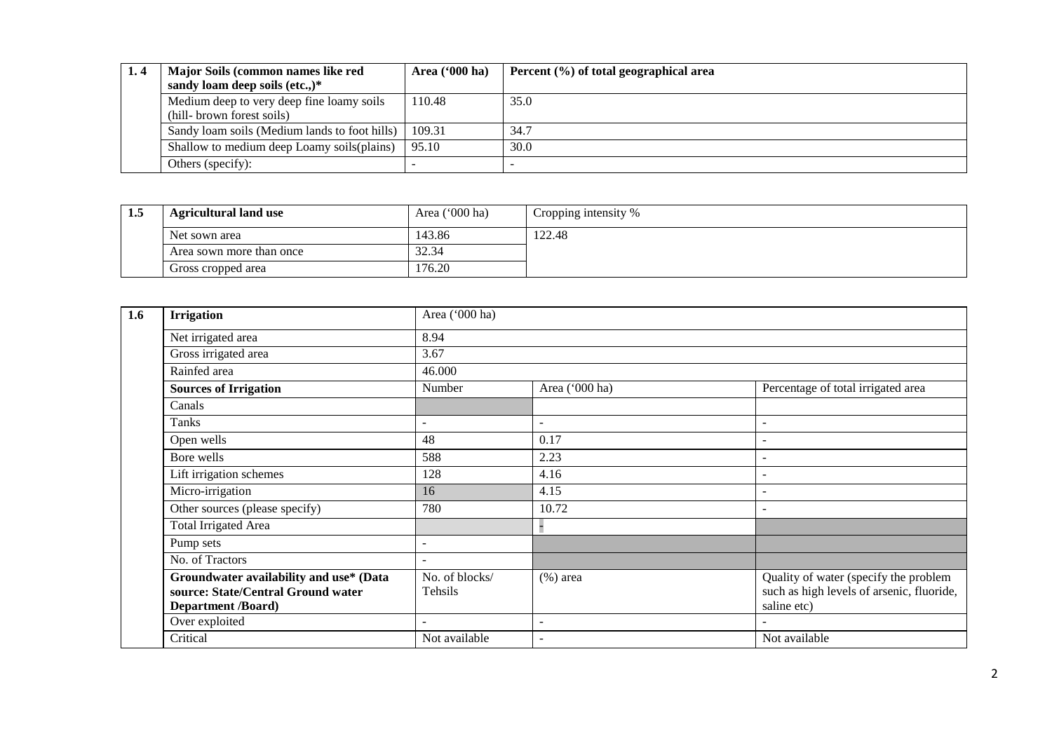| 1. 4 | Major Soils (common names like red sandy loam deep soils (etc.,)* | Area ('000 ha) | Percent (%) of total geographical area |
|---|---|---|---|
| | Medium deep to very deep fine loamy soils (hill- brown forest soils) | 110.48 | 35.0 |
| | Sandy loam soils (Medium lands to foot hills) | 109.31 | 34.7 |
| | Shallow to medium deep Loamy soils(plains) | 95.10 | 30.0 |
| | Others (specify): | - | - |

| 1.5 | Agricultural land use | Area ('000 ha) | Cropping intensity % |
|---|---|---|---|
| | Net sown area | 143.86 | 122.48 |
| | Area sown more than once | 32.34 | |
| | Gross cropped area | 176.20 | |

| 1.6 | Irrigation | Area ('000 ha) | | |
|---|---|---|---|---|
| | Net irrigated area | 8.94 | | |
| | Gross irrigated area | 3.67 | | |
| | Rainfed area | 46.000 | | |
| | **Sources of Irrigation** | Number | Area ('000 ha) | Percentage of total irrigated area |
| | Canals | | | |
| | Tanks | - | - | - |
| | Open wells | 48 | 0.17 | - |
| | Bore wells | 588 | 2.23 | - |
| | Lift irrigation schemes | 128 | 4.16 | - |
| | Micro-irrigation | 16 | 4.15 | - |
| | Other sources (please specify) | 780 | 10.72 | - |
| | Total Irrigated Area | | - | |
| | Pump sets | - | | |
| | No. of Tractors | - | | |
| | **Groundwater availability and use* (Data source: State/Central Ground water Department /Board)** | No. of blocks/ Tehsils | (%) area | Quality of water (specify the problem such as high levels of arsenic, fluoride, saline etc) |
| | Over exploited | - | - | - |
| | Critical | Not available | - | Not available |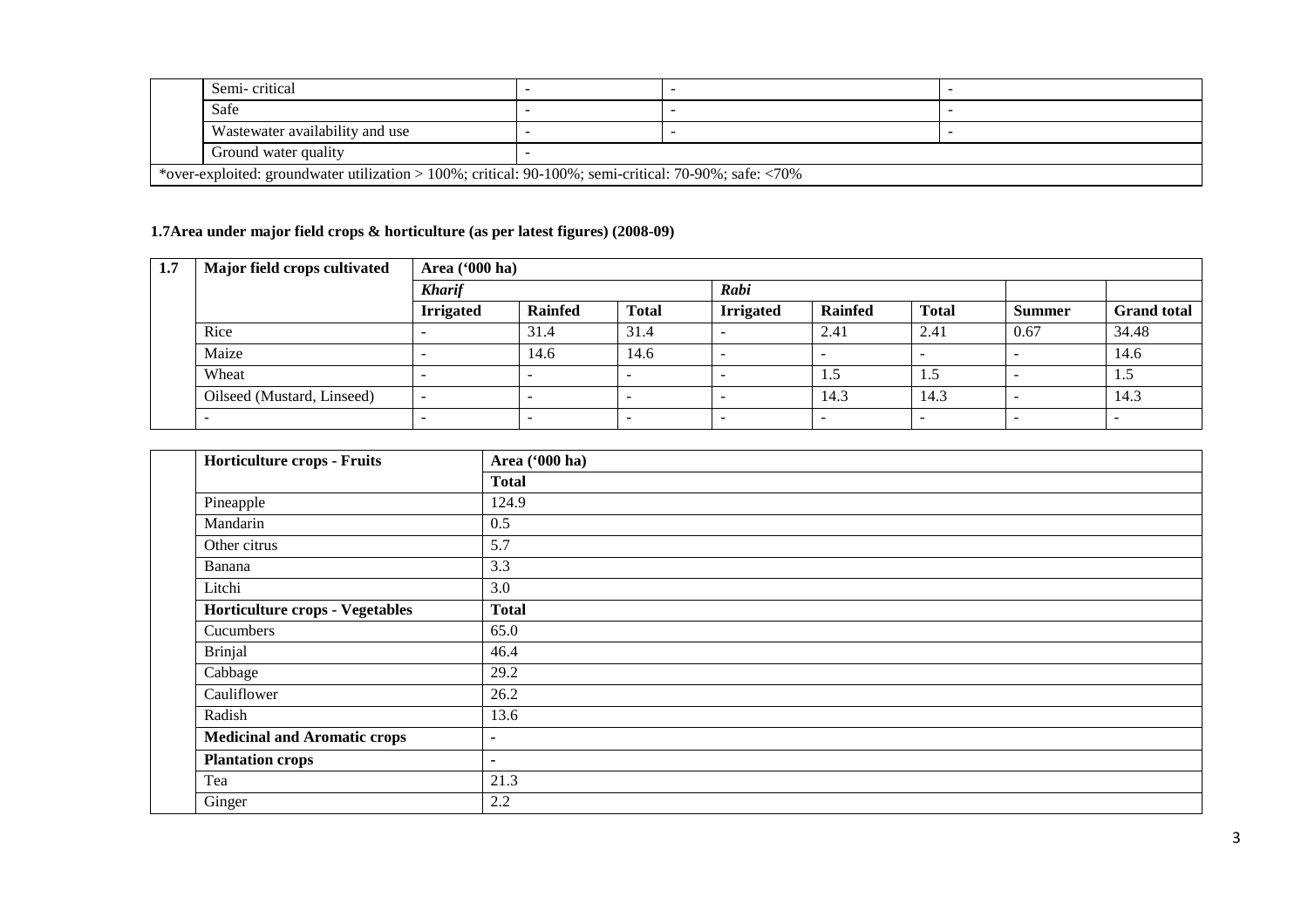| | | | | |
|---|---|---|---|---|
| | Semi- critical | - | - | - |
| | Safe | - | - | - |
| | Wastewater availability and use | - | - | - |
| | Ground water quality | - | | |
| *over-exploited: groundwater utilization > 100%; critical: 90-100%; semi-critical: 70-90%; safe: <70% | | | | |

**1.7Area under major field crops & horticulture (as per latest figures) (2008-09)**

| 1.7 | Major field crops cultivated | Area ('000 ha) | | | | | | | |
|---|---|---|---|---|---|---|---|---|---|
| | | *Kharif* | | | *Rabi* | | | | |
| | | **Irrigated** | **Rainfed** | **Total** | **Irrigated** | **Rainfed** | **Total** | **Summer** | **Grand total** |
| | Rice | - | 31.4 | 31.4 | - | 2.41 | 2.41 | 0.67 | 34.48 |
| | Maize | - | 14.6 | 14.6 | - | - | - | - | 14.6 |
| | Wheat | - | - | - | - | 1.5 | 1.5 | - | 1.5 |
| | Oilseed (Mustard, Linseed) | - | - | - | - | 14.3 | 14.3 | - | 14.3 |
| | - | - | - | - | - | - | - | - | - |

| | Horticulture crops - Fruits | Area ('000 ha) |
|---|---|---|
| | | **Total** |
| | Pineapple | 124.9 |
| | Mandarin | 0.5 |
| | Other citrus | 5.7 |
| | Banana | 3.3 |
| | Litchi | 3.0 |
| | **Horticulture crops - Vegetables** | **Total** |
| | Cucumbers | 65.0 |
| | Brinjal | 46.4 |
| | Cabbage | 29.2 |
| | Cauliflower | 26.2 |
| | Radish | 13.6 |
| | **Medicinal and Aromatic crops** | - |
| | **Plantation crops** | - |
| | Tea | 21.3 |
| | Ginger | 2.2 |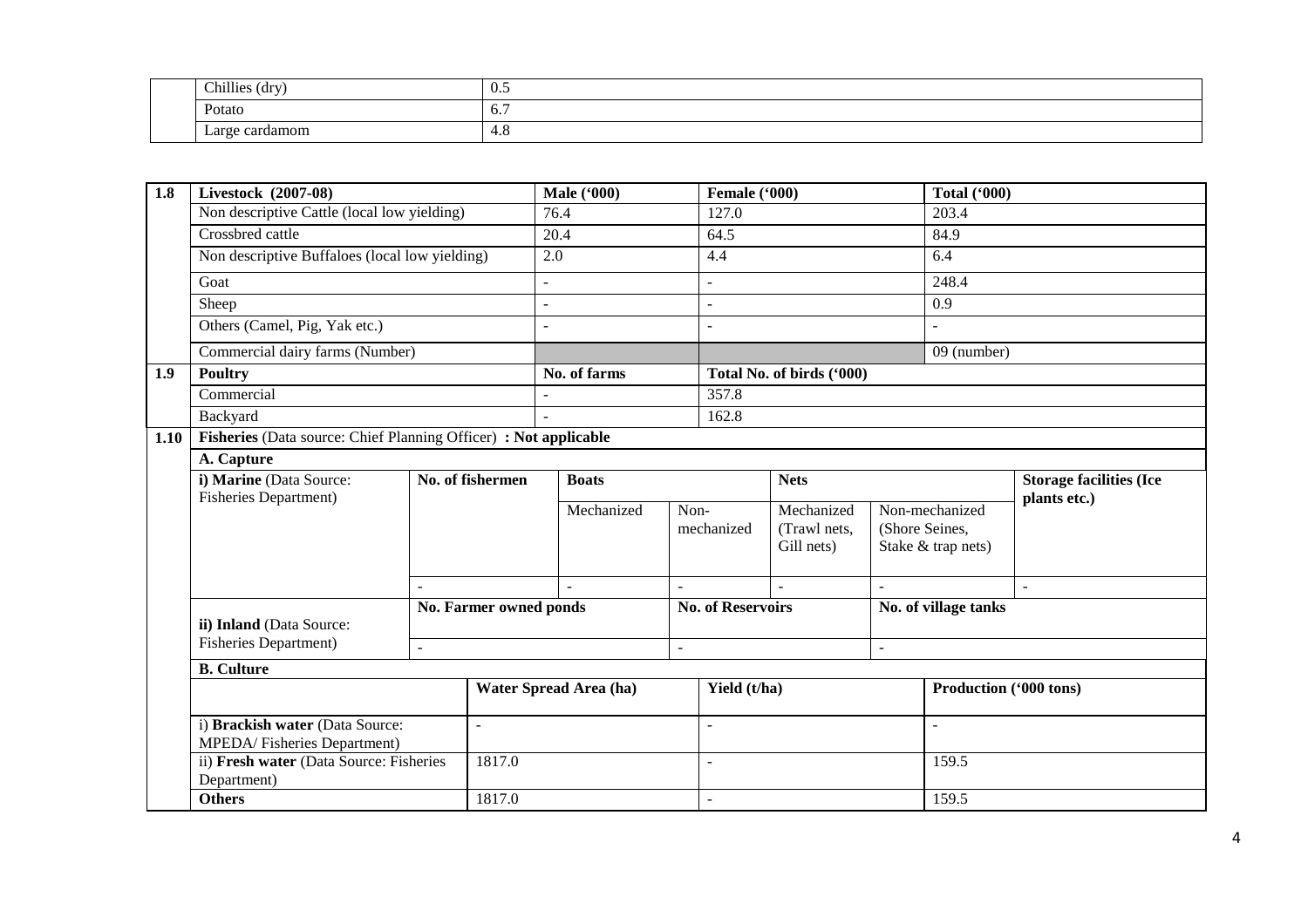| | | |
|---|---|---|
| | Chillies (dry) | 0.5 |
| | Potato | 6.7 |
| | Large cardamom | 4.8 |

| 1.8 | Livestock (2007-08) | Male ('000) | Female ('000) | Total ('000) |
|---|---|---|---|---|
| | Non descriptive Cattle (local low yielding) | 76.4 | 127.0 | 203.4 |
| | Crossbred cattle | 20.4 | 64.5 | 84.9 |
| | Non descriptive Buffaloes (local low yielding) | 2.0 | 4.4 | 6.4 |
| | Goat | - | - | 248.4 |
| | Sheep | - | - | 0.9 |
| | Others (Camel, Pig, Yak etc.) | - | - | - |
| | Commercial dairy farms (Number) | | | 09 (number) |
| **1.9** | **Poultry** | No. of farms | Total No. of birds ('000) | |
| | Commercial | - | 357.8 | |
| | Backyard | - | 162.8 | |

| 1.10 | Fisheries (Data source: Chief Planning Officer) : Not applicable | | | | | | |
|---|---|---|---|---|---|---|---|
| | **A. Capture** | | | | | | |
| | **i) Marine** (Data Source: Fisheries Department) | No. of fishermen | Boats | | Nets | | Storage facilities (Ice plants etc.) |
| | | | Mechanized | Non-mechanized | Mechanized (Trawl nets, Gill nets) | Non-mechanized (Shore Seines, Stake & trap nets) | |
| | | - | - | - | - | - | - |
| | **ii) Inland** (Data Source: Fisheries Department) | No. Farmer owned ponds | | No. of Reservoirs | | No. of village tanks | |
| | | - | | - | | - | |
| | **B. Culture** | | | | | | |
| | | Water Spread Area (ha) | | Yield (t/ha) | | Production ('000 tons) | |
| | i) **Brackish water** (Data Source: MPEDA/ Fisheries Department) | - | | - | | - | |
| | ii) **Fresh water** (Data Source: Fisheries Department) | 1817.0 | | - | | 159.5 | |
| | **Others** | 1817.0 | | - | | 159.5 | |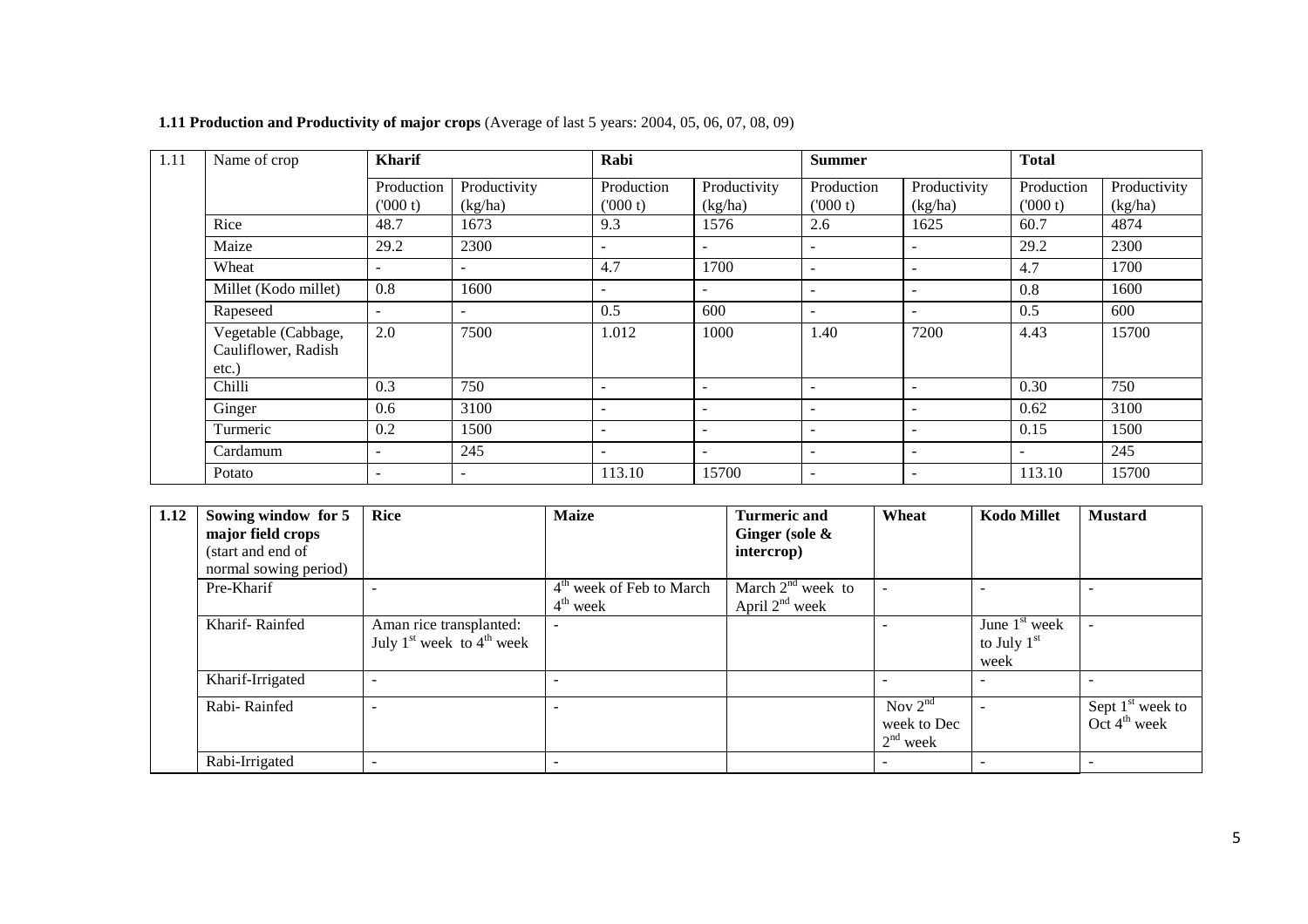**1.11 Production and Productivity of major crops** (Average of last 5 years: 2004, 05, 06, 07, 08, 09)

| 1.11 | Name of crop | Kharif | | Rabi | | Summer | | Total | |
|---|---|---|---|---|---|---|---|---|---|
| | | Production ('000 t) | Productivity (kg/ha) | Production ('000 t) | Productivity (kg/ha) | Production ('000 t) | Productivity (kg/ha) | Production ('000 t) | Productivity (kg/ha) |
| | Rice | 48.7 | 1673 | 9.3 | 1576 | 2.6 | 1625 | 60.7 | 4874 |
| | Maize | 29.2 | 2300 | - | - | - | - | 29.2 | 2300 |
| | Wheat | - | - | 4.7 | 1700 | - | - | 4.7 | 1700 |
| | Millet (Kodo millet) | 0.8 | 1600 | - | - | - | - | 0.8 | 1600 |
| | Rapeseed | - | - | 0.5 | 600 | - | - | 0.5 | 600 |
| | Vegetable (Cabbage, Cauliflower, Radish etc.) | 2.0 | 7500 | 1.012 | 1000 | 1.40 | 7200 | 4.43 | 15700 |
| | Chilli | 0.3 | 750 | - | - | - | - | 0.30 | 750 |
| | Ginger | 0.6 | 3100 | - | - | - | - | 0.62 | 3100 |
| | Turmeric | 0.2 | 1500 | - | - | - | - | 0.15 | 1500 |
| | Cardamum | - | 245 | - | - | - | - | - | 245 |
| | Potato | - | - | 113.10 | 15700 | - | - | 113.10 | 15700 |

| 1.12 | Sowing window for 5 major field crops (start and end of normal sowing period) | Rice | Maize | Turmeric and Ginger (sole & intercrop) | Wheat | Kodo Millet | Mustard |
|---|---|---|---|---|---|---|---|
| | Pre-Kharif | - | 4th week of Feb to March 4th week | March 2nd week to April 2nd week | - | - | - |
| | Kharif- Rainfed | Aman rice transplanted: July 1st week to 4th week | - | | - | June 1st week to July 1st week | - |
| | Kharif-Irrigated | - | - | | - | - | - |
| | Rabi- Rainfed | - | - | | Nov 2nd week to Dec 2nd week | - | Sept 1st week to Oct 4th week |
| | Rabi-Irrigated | - | - | | - | - | - |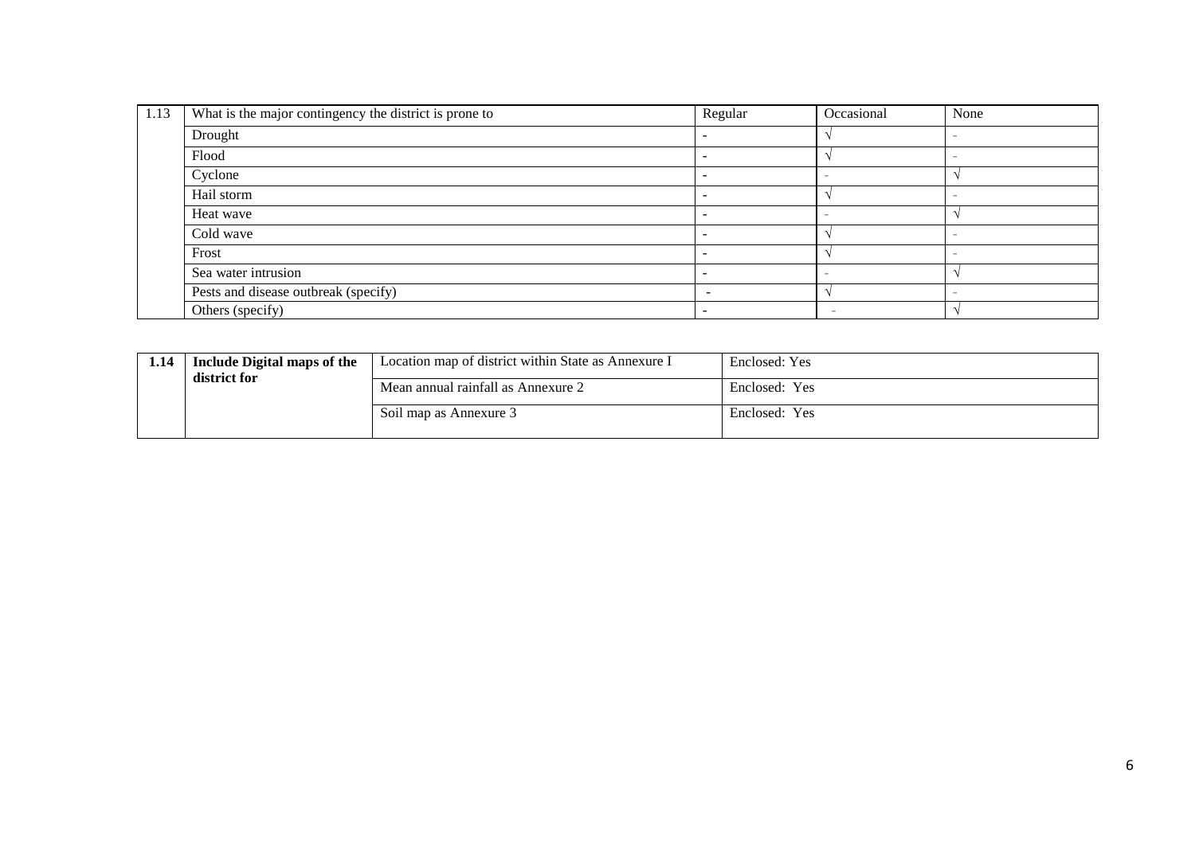| 1.13 | What is the major contingency the district is prone to | Regular | Occasional | None |
|---|---|---|---|---|
| | Drought | - | √ | - |
| | Flood | - | √ | - |
| | Cyclone | - | - | √ |
| | Hail storm | - | √ | - |
| | Heat wave | - | - | √ |
| | Cold wave | - | √ | - |
| | Frost | - | √ | - |
| | Sea water intrusion | - | - | √ |
| | Pests and disease outbreak (specify) | - | √ | - |
| | Others (specify) | - | - | √ |

| 1.14 | Include Digital maps of the district for | Location map of district within State as Annexure I | Enclosed: Yes |
|---|---|---|---|
| | | Mean annual rainfall as Annexure 2 | Enclosed: Yes |
| | | Soil map as Annexure 3 | Enclosed: Yes |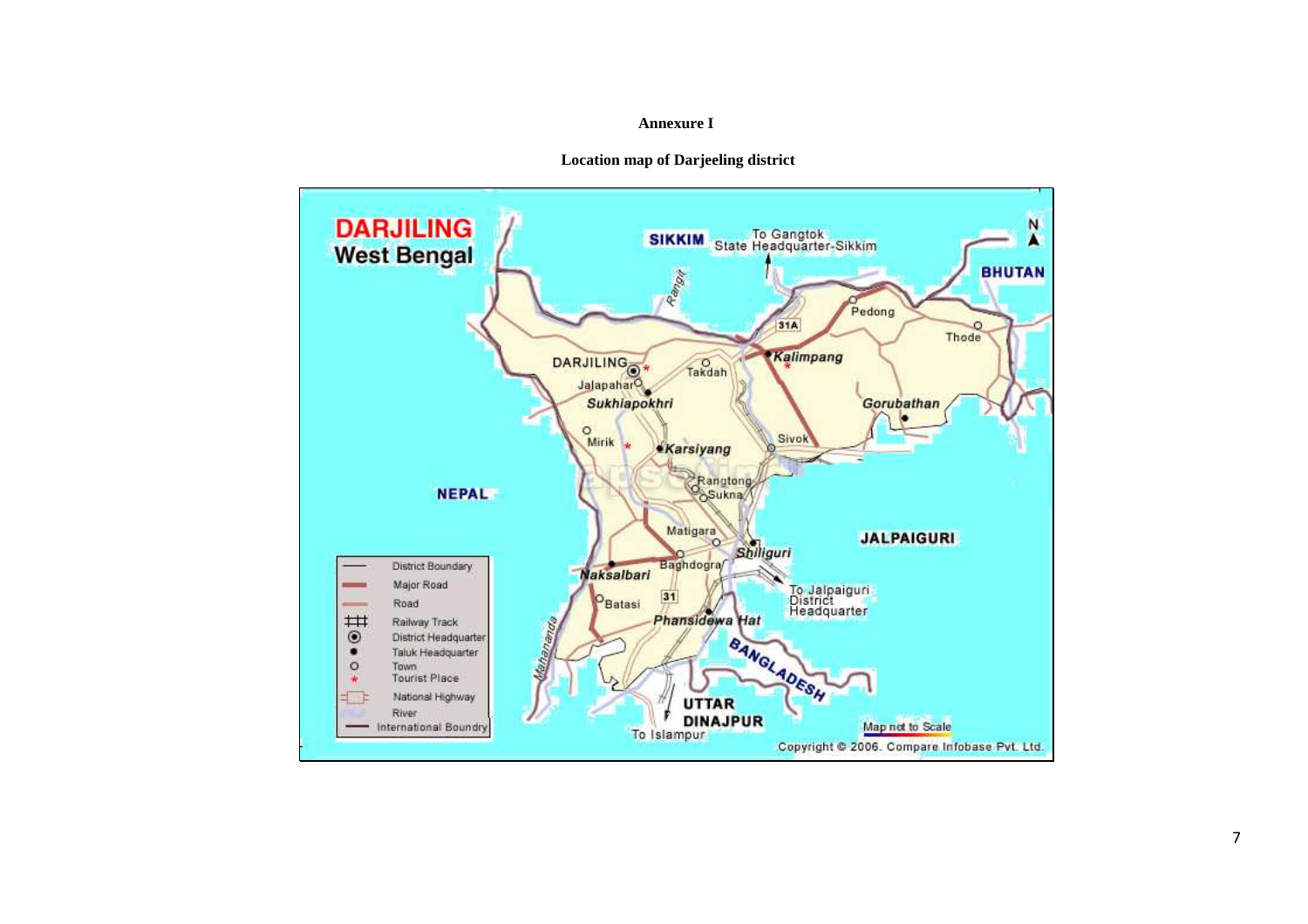**Annexure I**

**Location map of Darjeeling district**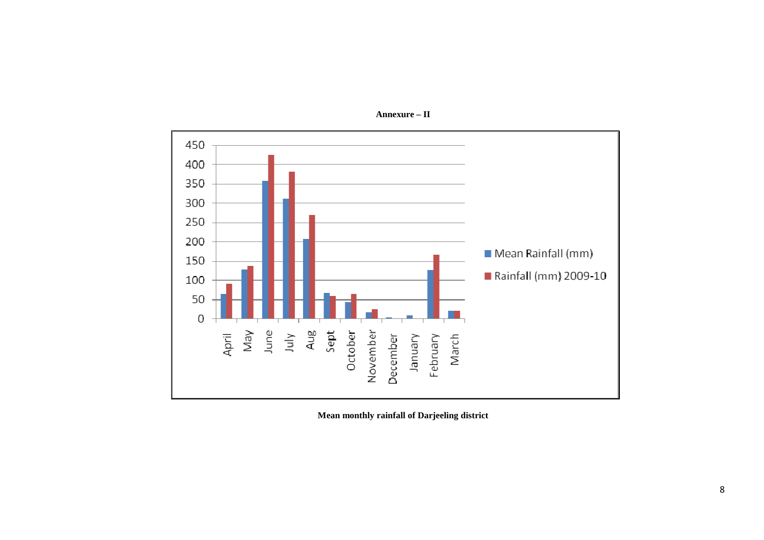**Annexure – II**

**Mean monthly rainfall of Darjeeling district**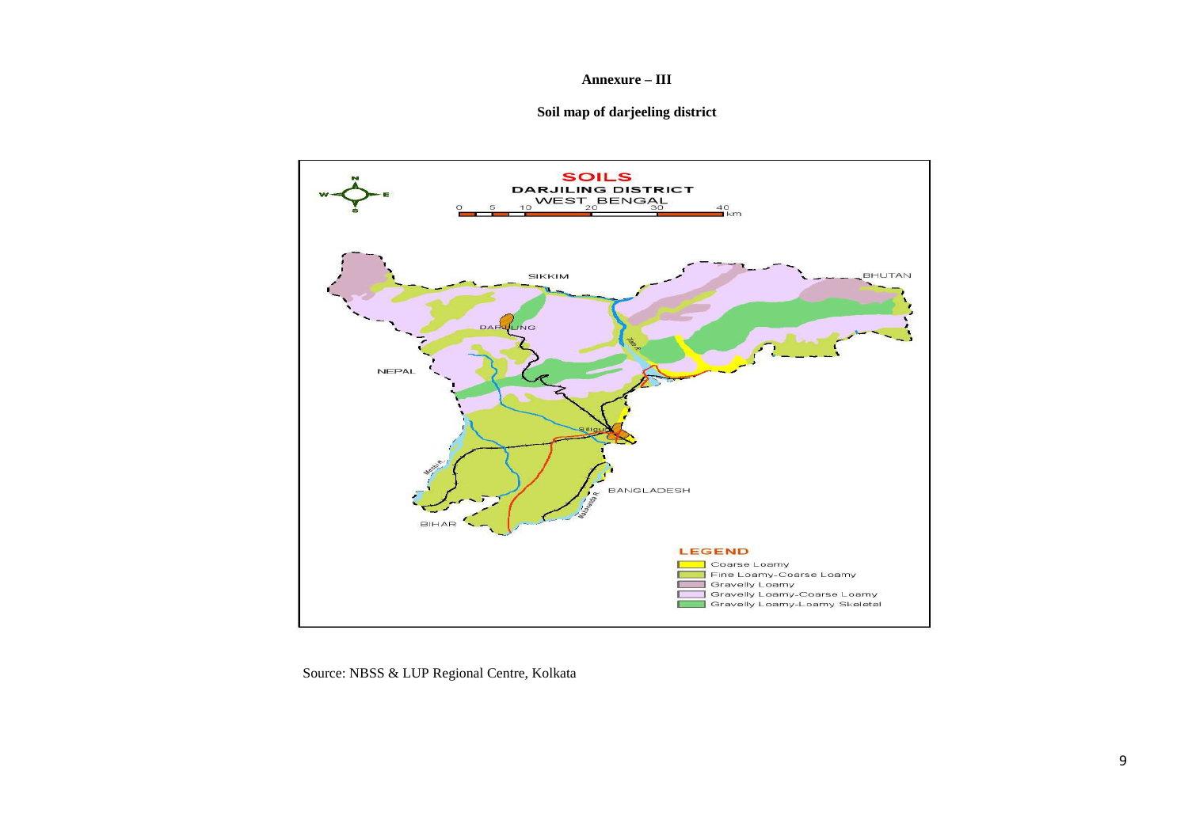**Annexure – III**

**Soil map of darjeeling district**

SOILS
DARJILING DISTRICT
WEST BENGAL

LEGEND
- Coarse Loamy
- Fine Loamy-Coarse Loamy
- Gravelly Loamy
- Gravelly Loamy-Coarse Loamy
- Gravelly Loamy-Loamy Skeletal

Source: NBSS & LUP Regional Centre, Kolkata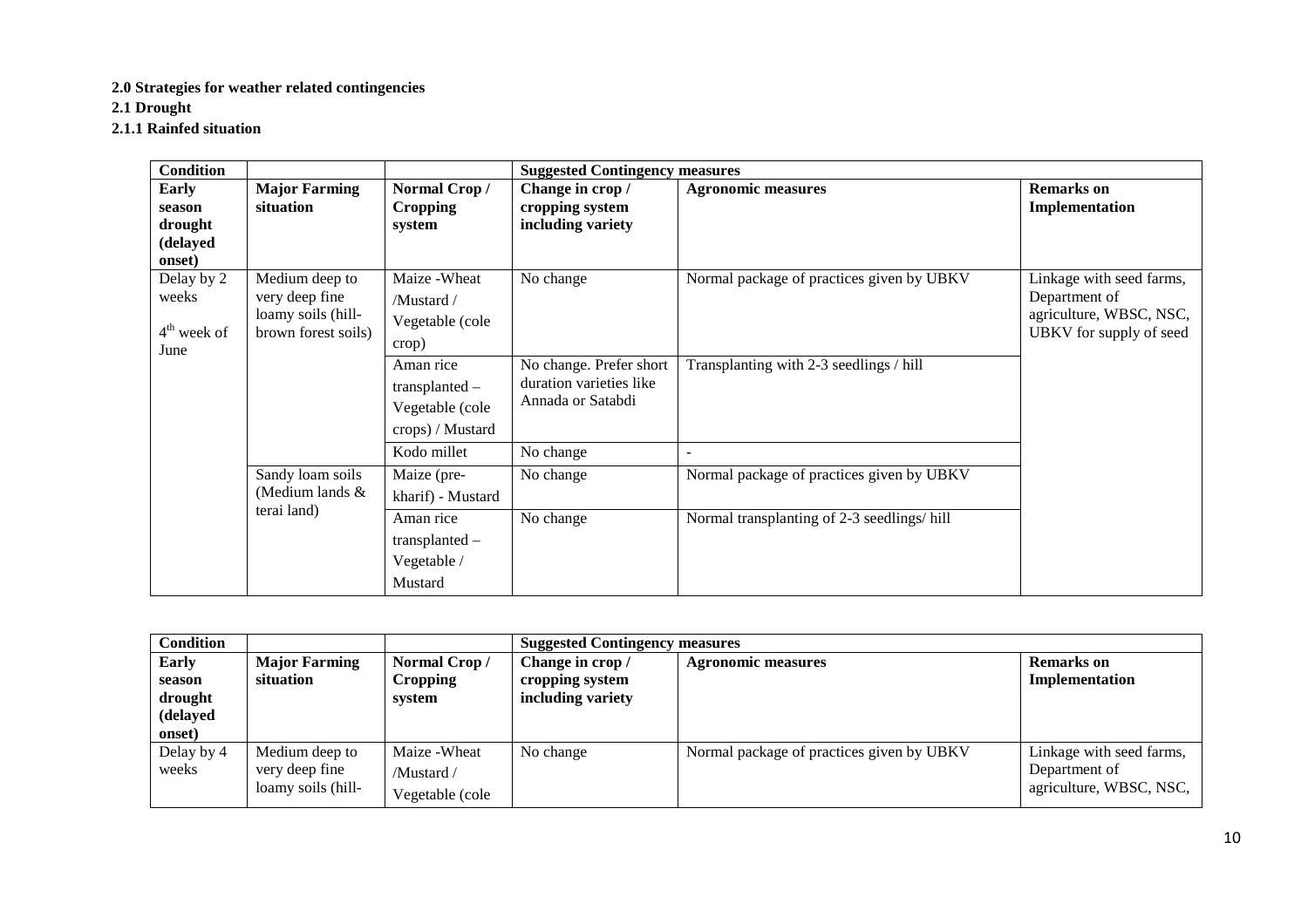**2.0 Strategies for weather related contingencies**

**2.1 Drought**

**2.1.1 Rainfed situation**

| Condition | | | Suggested Contingency measures | | |
|---|---|---|---|---|---|
| **Early season drought (delayed onset)** | **Major Farming situation** | **Normal Crop / Cropping system** | **Change in crop / cropping system including variety** | **Agronomic measures** | **Remarks on Implementation** |
| Delay by 2 weeks<br>4th week of June | Medium deep to very deep fine loamy soils (hill-brown forest soils) | Maize -Wheat /Mustard / Vegetable (cole crop) | No change | Normal package of practices given by UBKV | Linkage with seed farms, Department of agriculture, WBSC, NSC, UBKV for supply of seed |
| | | Aman rice transplanted – Vegetable (cole crops) / Mustard | No change. Prefer short duration varieties like Annada or Satabdi | Transplanting with 2-3 seedlings / hill | |
| | | Kodo millet | No change | - | |
| | Sandy loam soils (Medium lands & terai land) | Maize (pre-kharif) - Mustard | No change | Normal package of practices given by UBKV | |
| | | Aman rice transplanted – Vegetable / Mustard | No change | Normal transplanting of 2-3 seedlings/ hill | |

| Condition | | | Suggested Contingency measures | | |
|---|---|---|---|---|---|
| **Early season drought (delayed onset)** | **Major Farming situation** | **Normal Crop / Cropping system** | **Change in crop / cropping system including variety** | **Agronomic measures** | **Remarks on Implementation** |
| Delay by 4 weeks | Medium deep to very deep fine loamy soils (hill- | Maize -Wheat /Mustard / Vegetable (cole | No change | Normal package of practices given by UBKV | Linkage with seed farms, Department of agriculture, WBSC, NSC, |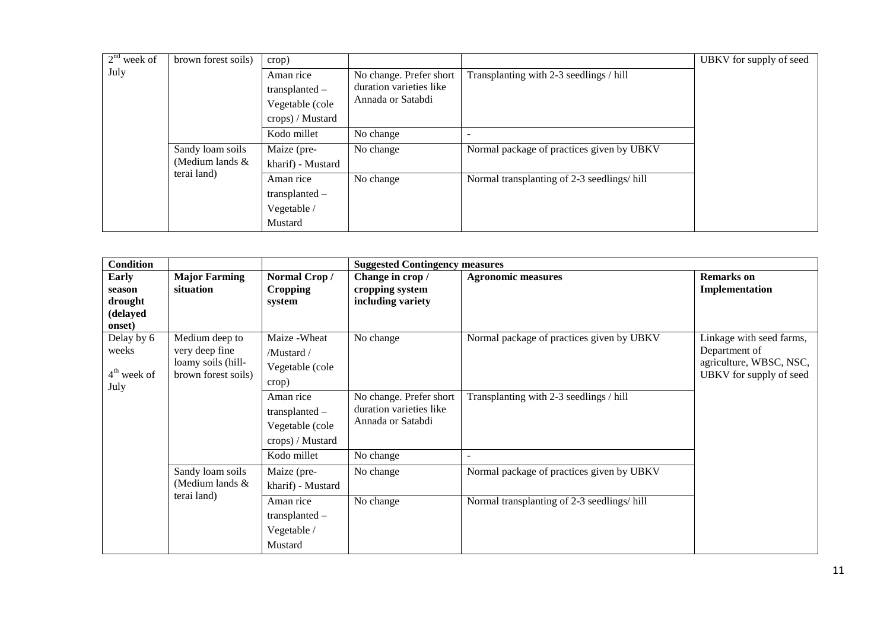| | | | | | |
|---|---|---|---|---|---|
| 2nd week of July | brown forest soils) | crop) | | | UBKV for supply of seed |
| | | Aman rice transplanted – Vegetable (cole crops) / Mustard | No change. Prefer short duration varieties like Annada or Satabdi | Transplanting with 2-3 seedlings / hill | |
| | | Kodo millet | No change | - | |
| | Sandy loam soils (Medium lands & terai land) | Maize (pre-kharif) - Mustard | No change | Normal package of practices given by UBKV | |
| | | Aman rice transplanted – Vegetable / Mustard | No change | Normal transplanting of 2-3 seedlings/ hill | |

| **Condition** | | | **Suggested Contingency measures** | | |
|---|---|---|---|---|---|
| **Early season drought (delayed onset)** | **Major Farming situation** | **Normal Crop / Cropping system** | **Change in crop / cropping system including variety** | **Agronomic measures** | **Remarks on Implementation** |
| Delay by 6 weeks<br>4th week of July | Medium deep to very deep fine loamy soils (hill-brown forest soils) | Maize -Wheat /Mustard / Vegetable (cole crop) | No change | Normal package of practices given by UBKV | Linkage with seed farms, Department of agriculture, WBSC, NSC, UBKV for supply of seed |
| | | Aman rice transplanted – Vegetable (cole crops) / Mustard | No change. Prefer short duration varieties like Annada or Satabdi | Transplanting with 2-3 seedlings / hill | |
| | | Kodo millet | No change | - | |
| | Sandy loam soils (Medium lands & terai land) | Maize (pre-kharif) - Mustard | No change | Normal package of practices given by UBKV | |
| | | Aman rice transplanted – Vegetable / Mustard | No change | Normal transplanting of 2-3 seedlings/ hill | |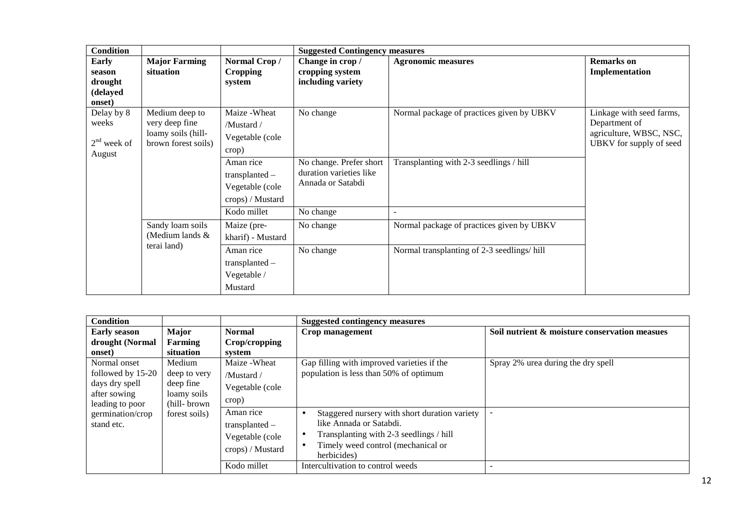| Condition | | | Suggested Contingency measures | | |
|---|---|---|---|---|---|
| **Early season drought (delayed onset)** | **Major Farming situation** | **Normal Crop / Cropping system** | **Change in crop / cropping system including variety** | **Agronomic measures** | **Remarks on Implementation** |
| Delay by 8 weeks<br>$2^{nd}$ week of August | Medium deep to very deep fine loamy soils (hill-brown forest soils) | Maize -Wheat /Mustard / Vegetable (cole crop) | No change | Normal package of practices given by UBKV | Linkage with seed farms, Department of agriculture, WBSC, NSC, UBKV for supply of seed |
| | | Aman rice transplanted – Vegetable (cole crops) / Mustard | No change. Prefer short duration varieties like Annada or Satabdi | Transplanting with 2-3 seedlings / hill | |
| | | Kodo millet | No change | - | |
| | Sandy loam soils (Medium lands & terai land) | Maize (pre-kharif) - Mustard | No change | Normal package of practices given by UBKV | |
| | | Aman rice transplanted – Vegetable / Mustard | No change | Normal transplanting of 2-3 seedlings/ hill | |

| Condition | | | Suggested contingency measures | |
|---|---|---|---|---|
| **Early season drought (Normal onset)** | **Major Farming situation** | **Normal Crop/cropping system** | **Crop management** | **Soil nutrient & moisture conservation measues** |
| Normal onset followed by 15-20 days dry spell after sowing leading to poor germination/crop stand etc. | Medium deep to very deep fine loamy soils (hill- brown forest soils) | Maize -Wheat /Mustard / Vegetable (cole crop) | Gap filling with improved varieties if the population is less than 50% of optimum | Spray 2% urea during the dry spell |
| | | Aman rice transplanted – Vegetable (cole crops) / Mustard | • Staggered nursery with short duration variety like Annada or Satabdi.<br>• Transplanting with 2-3 seedlings / hill<br>• Timely weed control (mechanical or herbicides) | - |
| | | Kodo millet | Intercultivation to control weeds | - |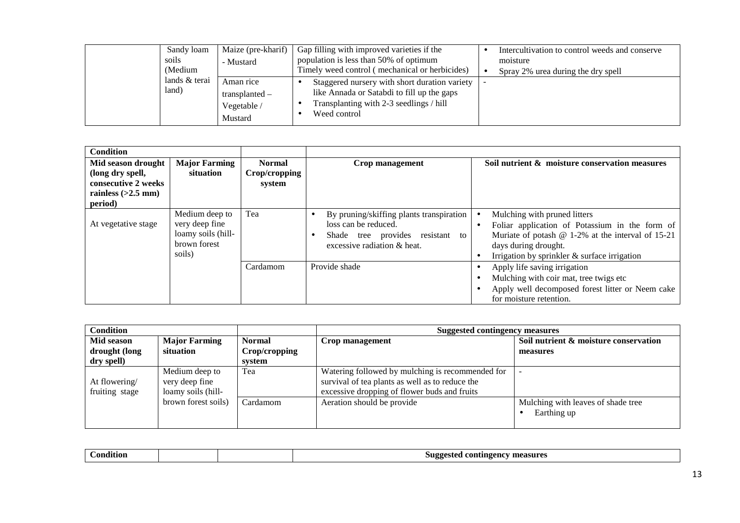| | Sandy loam soils (Medium lands & terai land) | Maize (pre-kharif) - Mustard | Gap filling with improved varieties if the population is less than 50% of optimum<br>Timely weed control ( mechanical or herbicides) | • Intercultivation to control weeds and conserve moisture<br>• Spray 2% urea during the dry spell |
|---|---|---|---|---|
| | | Aman rice transplanted – Vegetable / Mustard | • Staggered nursery with short duration variety like Annada or Satabdi to fill up the gaps<br>• Transplanting with 2-3 seedlings / hill<br>• Weed control | - |

| Condition | | | | |
|---|---|---|---|---|
| **Mid season drought (long dry spell, consecutive 2 weeks rainless (>2.5 mm) period)** | **Major Farming situation** | **Normal Crop/cropping system** | **Crop management** | **Soil nutrient & moisture conservation measures** |
| At vegetative stage | Medium deep to very deep fine loamy soils (hill-brown forest soils) | Tea | • By pruning/skiffing plants transpiration loss can be reduced.<br>• Shade tree provides resistant to excessive radiation & heat. | • Mulching with pruned litters<br>• Foliar application of Potassium in the form of Muriate of potash @ 1-2% at the interval of 15-21 days during drought.<br>• Irrigation by sprinkler & surface irrigation |
| | | Cardamom | Provide shade | • Apply life saving irrigation<br>• Mulching with coir mat, tree twigs etc<br>• Apply well decomposed forest litter or Neem cake for moisture retention. |

| Condition | | | Suggested contingency measures | |
|---|---|---|---|---|
| **Mid season drought (long dry spell)** | **Major Farming situation** | **Normal Crop/cropping system** | **Crop management** | **Soil nutrient & moisture conservation measures** |
| At flowering/ fruiting stage | Medium deep to very deep fine loamy soils (hill-brown forest soils) | Tea | Watering followed by mulching is recommended for survival of tea plants as well as to reduce the excessive dropping of flower buds and fruits | - |
| | | Cardamom | Aeration should be provide | Mulching with leaves of shade tree<br>• Earthing up |

| Condition | | | Suggested contingency measures |
|---|---|---|---|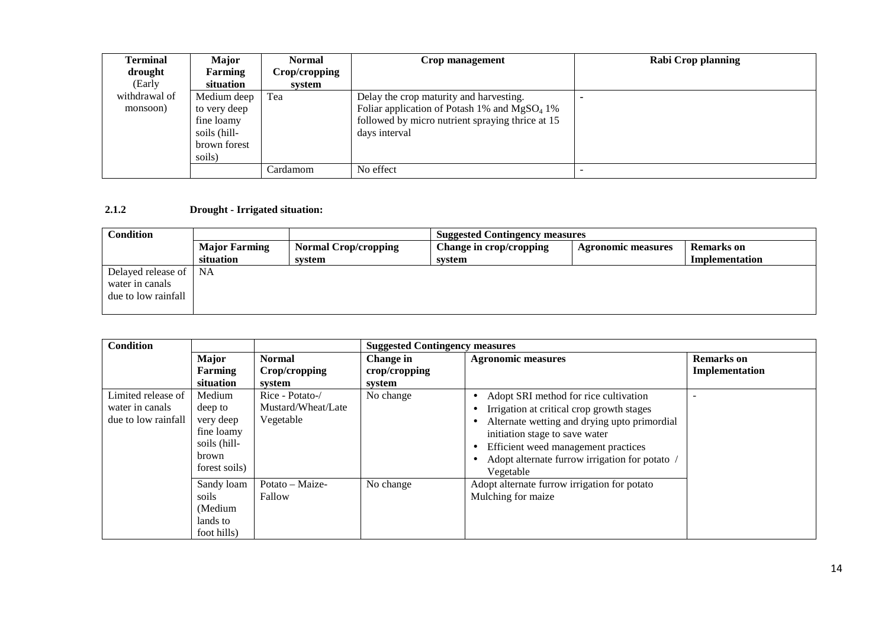| Terminal drought (Early withdrawal of monsoon) | Major Farming situation | Normal Crop/cropping system | Crop management | Rabi Crop planning |
|---|---|---|---|---|
| | Medium deep to very deep fine loamy soils (hill-brown forest soils) | Tea | Delay the crop maturity and harvesting. Foliar application of Potash 1% and $MgSO_4$ 1% followed by micro nutrient spraying thrice at 15 days interval | - |
| | | Cardamom | No effect | - |

### 2.1.2 Drought - Irrigated situation:

| Condition | | | Suggested Contingency measures | | |
|---|---|---|---|---|---|
| | Major Farming situation | Normal Crop/cropping system | Change in crop/cropping system | Agronomic measures | Remarks on Implementation |
| Delayed release of water in canals due to low rainfall | NA | | | | |

| Condition | | | Suggested Contingency measures | | |
|---|---|---|---|---|---|
| | Major Farming situation | Normal Crop/cropping system | Change in crop/cropping system | Agronomic measures | Remarks on Implementation |
| Limited release of water in canals due to low rainfall | Medium deep to very deep fine loamy soils (hill-brown forest soils) | Rice - Potato-/ Mustard/Wheat/Late Vegetable | No change | • Adopt SRI method for rice cultivation<br>• Irrigation at critical crop growth stages<br>• Alternate wetting and drying upto primordial initiation stage to save water<br>• Efficient weed management practices<br>• Adopt alternate furrow irrigation for potato / Vegetable | - |
| | Sandy loam soils (Medium lands to foot hills) | Potato – Maize-Fallow | No change | Adopt alternate furrow irrigation for potato<br>Mulching for maize | |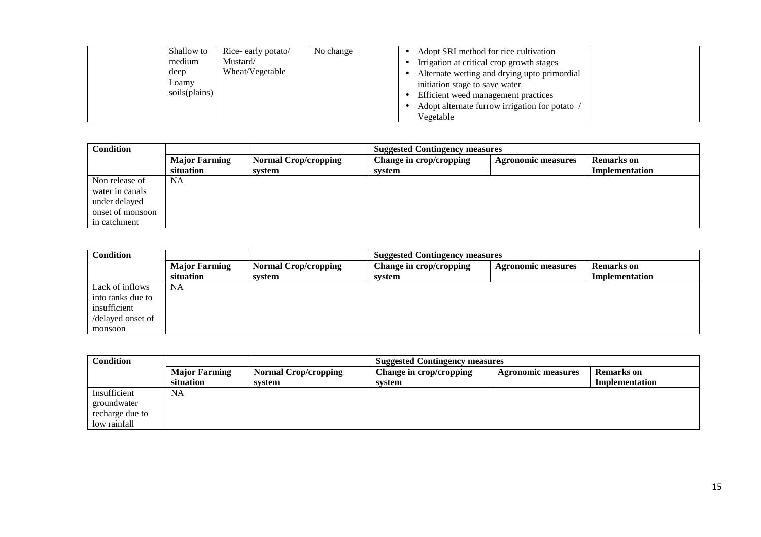| | | | | | |
|---|---|---|---|---|---|
| | Shallow to medium deep Loamy soils(plains) | Rice- early potato/ Mustard/ Wheat/Vegetable | No change | • Adopt SRI method for rice cultivation<br>• Irrigation at critical crop growth stages<br>• Alternate wetting and drying upto primordial initiation stage to save water<br>• Efficient weed management practices<br>• Adopt alternate furrow irrigation for potato / Vegetable | |

| Condition | | | Suggested Contingency measures | | |
|---|---|---|---|---|---|
| | **Major Farming situation** | **Normal Crop/cropping system** | **Change in crop/cropping system** | **Agronomic measures** | **Remarks on Implementation** |
| Non release of water in canals under delayed onset of monsoon in catchment | NA | | | | |

| Condition | | | Suggested Contingency measures | | |
|---|---|---|---|---|---|
| | **Major Farming situation** | **Normal Crop/cropping system** | **Change in crop/cropping system** | **Agronomic measures** | **Remarks on Implementation** |
| Lack of inflows into tanks due to insufficient /delayed onset of monsoon | NA | | | | |

| Condition | | | Suggested Contingency measures | | |
|---|---|---|---|---|---|
| | **Major Farming situation** | **Normal Crop/cropping system** | **Change in crop/cropping system** | **Agronomic measures** | **Remarks on Implementation** |
| Insufficient groundwater recharge due to low rainfall | NA | | | | |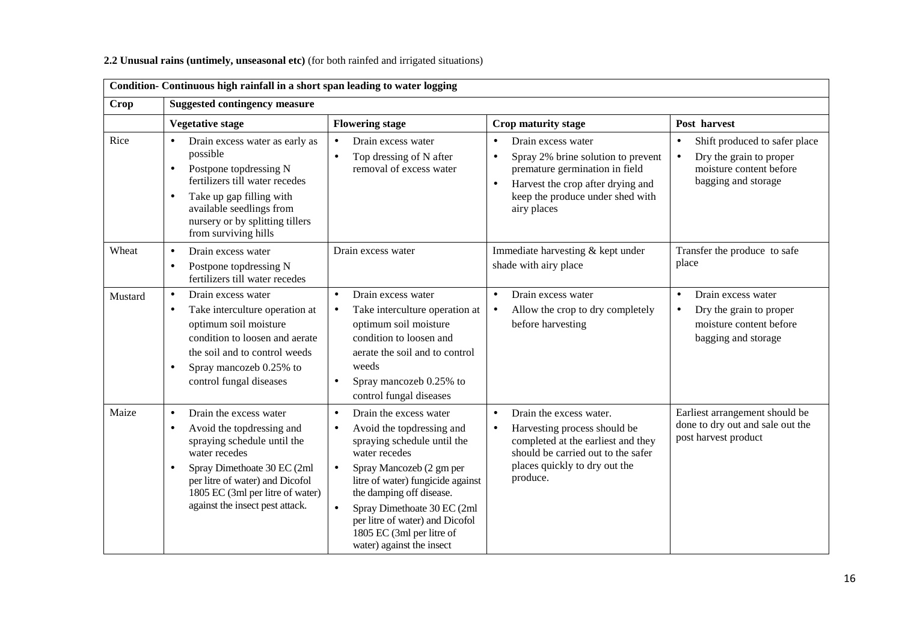**2.2 Unusual rains (untimely, unseasonal etc)** (for both rainfed and irrigated situations)

| **Condition- Continuous high rainfall in a short span leading to water logging** | | | | |
|---|---|---|---|---|
| **Crop** | **Suggested contingency measure** | | | |
| | **Vegetative stage** | **Flowering stage** | **Crop maturity stage** | **Post harvest** |
| Rice | • Drain excess water as early as possible<br>• Postpone topdressing N fertilizers till water recedes<br>• Take up gap filling with available seedlings from nursery or by splitting tillers from surviving hills | • Drain excess water<br>• Top dressing of N after removal of excess water | • Drain excess water<br>• Spray 2% brine solution to prevent premature germination in field<br>• Harvest the crop after drying and keep the produce under shed with airy places | • Shift produced to safer place<br>• Dry the grain to proper moisture content before bagging and storage |
| Wheat | • Drain excess water<br>• Postpone topdressing N fertilizers till water recedes | Drain excess water | Immediate harvesting & kept under shade with airy place | Transfer the produce to safe place |
| Mustard | • Drain excess water<br>• Take interculture operation at optimum soil moisture condition to loosen and aerate the soil and to control weeds<br>• Spray mancozeb 0.25% to control fungal diseases | • Drain excess water<br>• Take interculture operation at optimum soil moisture condition to loosen and aerate the soil and to control weeds<br>• Spray mancozeb 0.25% to control fungal diseases | • Drain excess water<br>• Allow the crop to dry completely before harvesting | • Drain excess water<br>• Dry the grain to proper moisture content before bagging and storage |
| Maize | • Drain the excess water<br>• Avoid the topdressing and spraying schedule until the water recedes<br>• Spray Dimethoate 30 EC (2ml per litre of water) and Dicofol 1805 EC (3ml per litre of water) against the insect pest attack. | • Drain the excess water<br>• Avoid the topdressing and spraying schedule until the water recedes<br>• Spray Mancozeb (2 gm per litre of water) fungicide against the damping off disease.<br>• Spray Dimethoate 30 EC (2ml per litre of water) and Dicofol 1805 EC (3ml per litre of water) against the insect | • Drain the excess water.<br>• Harvesting process should be completed at the earliest and they should be carried out to the safer places quickly to dry out the produce. | Earliest arrangement should be done to dry out and sale out the post harvest product |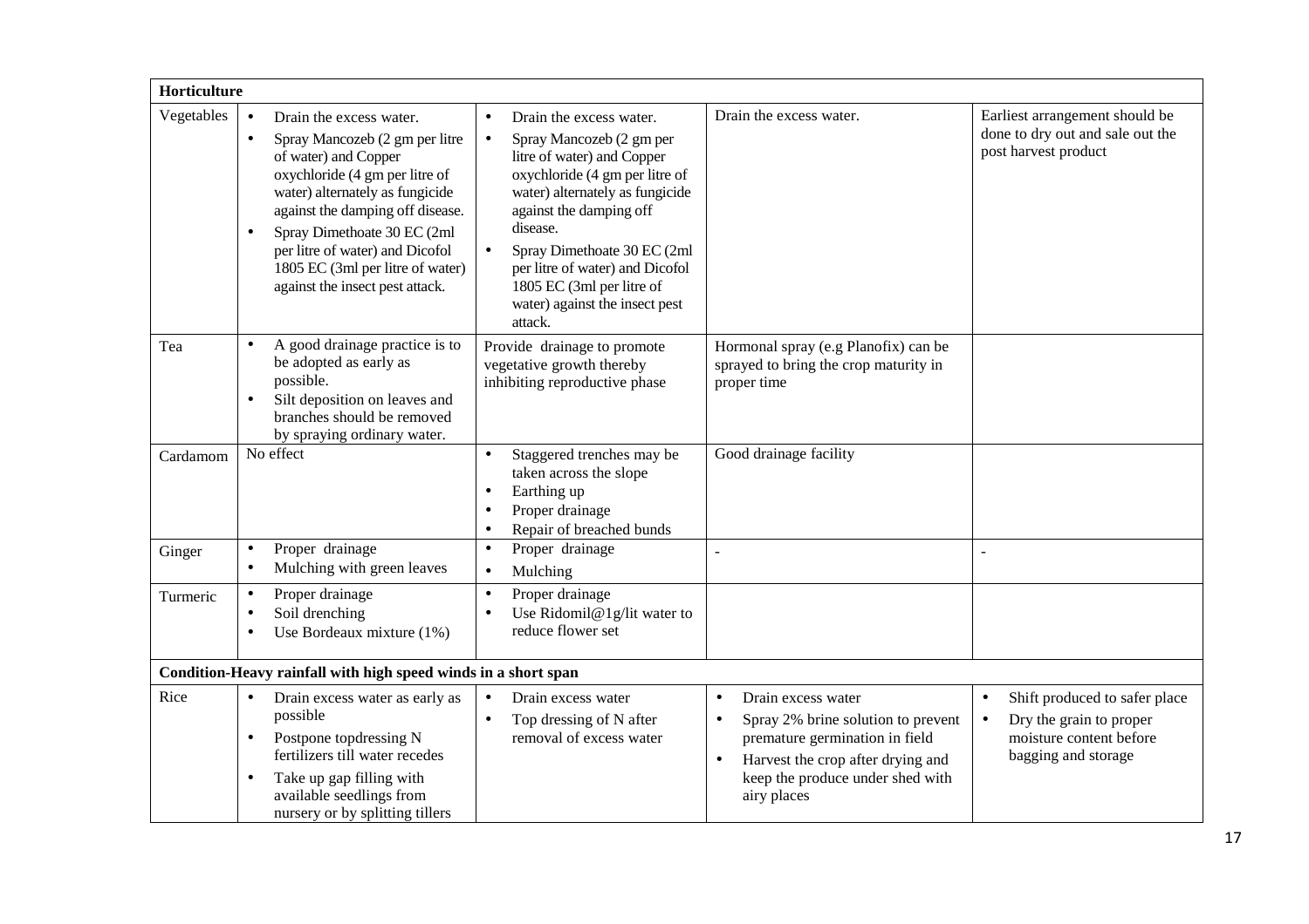| **Horticulture** | | | | |
|---|---|---|---|---|
| Vegetables | • Drain the excess water.<br>• Spray Mancozeb (2 gm per litre of water) and Copper oxychloride (4 gm per litre of water) alternately as fungicide against the damping off disease.<br>• Spray Dimethoate 30 EC (2ml per litre of water) and Dicofol 1805 EC (3ml per litre of water) against the insect pest attack. | • Drain the excess water.<br>• Spray Mancozeb (2 gm per litre of water) and Copper oxychloride (4 gm per litre of water) alternately as fungicide against the damping off disease.<br>• Spray Dimethoate 30 EC (2ml per litre of water) and Dicofol 1805 EC (3ml per litre of water) against the insect pest attack. | Drain the excess water. | Earliest arrangement should be done to dry out and sale out the post harvest product |
| Tea | • A good drainage practice is to be adopted as early as possible.<br>• Silt deposition on leaves and branches should be removed by spraying ordinary water. | Provide drainage to promote vegetative growth thereby inhibiting reproductive phase | Hormonal spray (e.g Planofix) can be sprayed to bring the crop maturity in proper time | |
| Cardamom | No effect | • Staggered trenches may be taken across the slope<br>• Earthing up<br>• Proper drainage<br>• Repair of breached bunds | Good drainage facility | |
| Ginger | • Proper drainage<br>• Mulching with green leaves | • Proper drainage<br>• Mulching | - | - |
| Turmeric | • Proper drainage<br>• Soil drenching<br>• Use Bordeaux mixture (1%) | • Proper drainage<br>• Use Ridomil@1g/lit water to reduce flower set | | |
| **Condition-Heavy rainfall with high speed winds in a short span** | | | | |
| Rice | • Drain excess water as early as possible<br>• Postpone topdressing N fertilizers till water recedes<br>• Take up gap filling with available seedlings from nursery or by splitting tillers | • Drain excess water<br>• Top dressing of N after removal of excess water | • Drain excess water<br>• Spray 2% brine solution to prevent premature germination in field<br>• Harvest the crop after drying and keep the produce under shed with airy places | • Shift produced to safer place<br>• Dry the grain to proper moisture content before bagging and storage |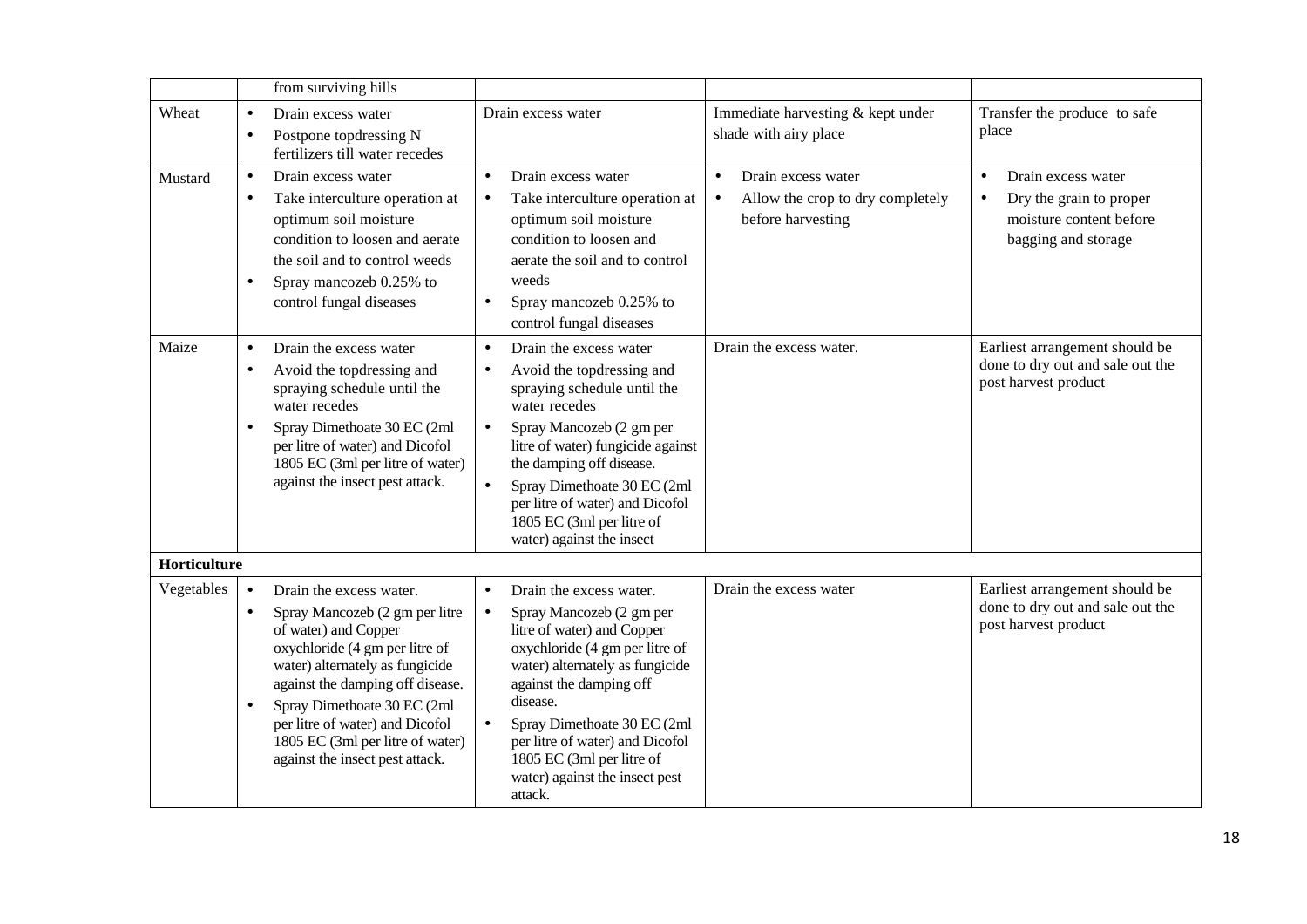| | | | | |
|---|---|---|---|---|
| | from surviving hills | | | |
| Wheat | • Drain excess water<br>• Postpone topdressing N fertilizers till water recedes | Drain excess water | Immediate harvesting & kept under shade with airy place | Transfer the produce to safe place |
| Mustard | • Drain excess water<br>• Take interculture operation at optimum soil moisture condition to loosen and aerate the soil and to control weeds<br>• Spray mancozeb 0.25% to control fungal diseases | • Drain excess water<br>• Take interculture operation at optimum soil moisture condition to loosen and aerate the soil and to control weeds<br>• Spray mancozeb 0.25% to control fungal diseases | • Drain excess water<br>• Allow the crop to dry completely before harvesting | • Drain excess water<br>• Dry the grain to proper moisture content before bagging and storage |
| Maize | • Drain the excess water<br>• Avoid the topdressing and spraying schedule until the water recedes<br>• Spray Dimethoate 30 EC (2ml per litre of water) and Dicofol 1805 EC (3ml per litre of water) against the insect pest attack. | • Drain the excess water<br>• Avoid the topdressing and spraying schedule until the water recedes<br>• Spray Mancozeb (2 gm per litre of water) fungicide against the damping off disease.<br>• Spray Dimethoate 30 EC (2ml per litre of water) and Dicofol 1805 EC (3ml per litre of water) against the insect | Drain the excess water. | Earliest arrangement should be done to dry out and sale out the post harvest product |
| **Horticulture** | | | | |
| Vegetables | • Drain the excess water.<br>• Spray Mancozeb (2 gm per litre of water) and Copper oxychloride (4 gm per litre of water) alternately as fungicide against the damping off disease.<br>• Spray Dimethoate 30 EC (2ml per litre of water) and Dicofol 1805 EC (3ml per litre of water) against the insect pest attack. | • Drain the excess water.<br>• Spray Mancozeb (2 gm per litre of water) and Copper oxychloride (4 gm per litre of water) alternately as fungicide against the damping off disease.<br>• Spray Dimethoate 30 EC (2ml per litre of water) and Dicofol 1805 EC (3ml per litre of water) against the insect pest attack. | Drain the excess water | Earliest arrangement should be done to dry out and sale out the post harvest product |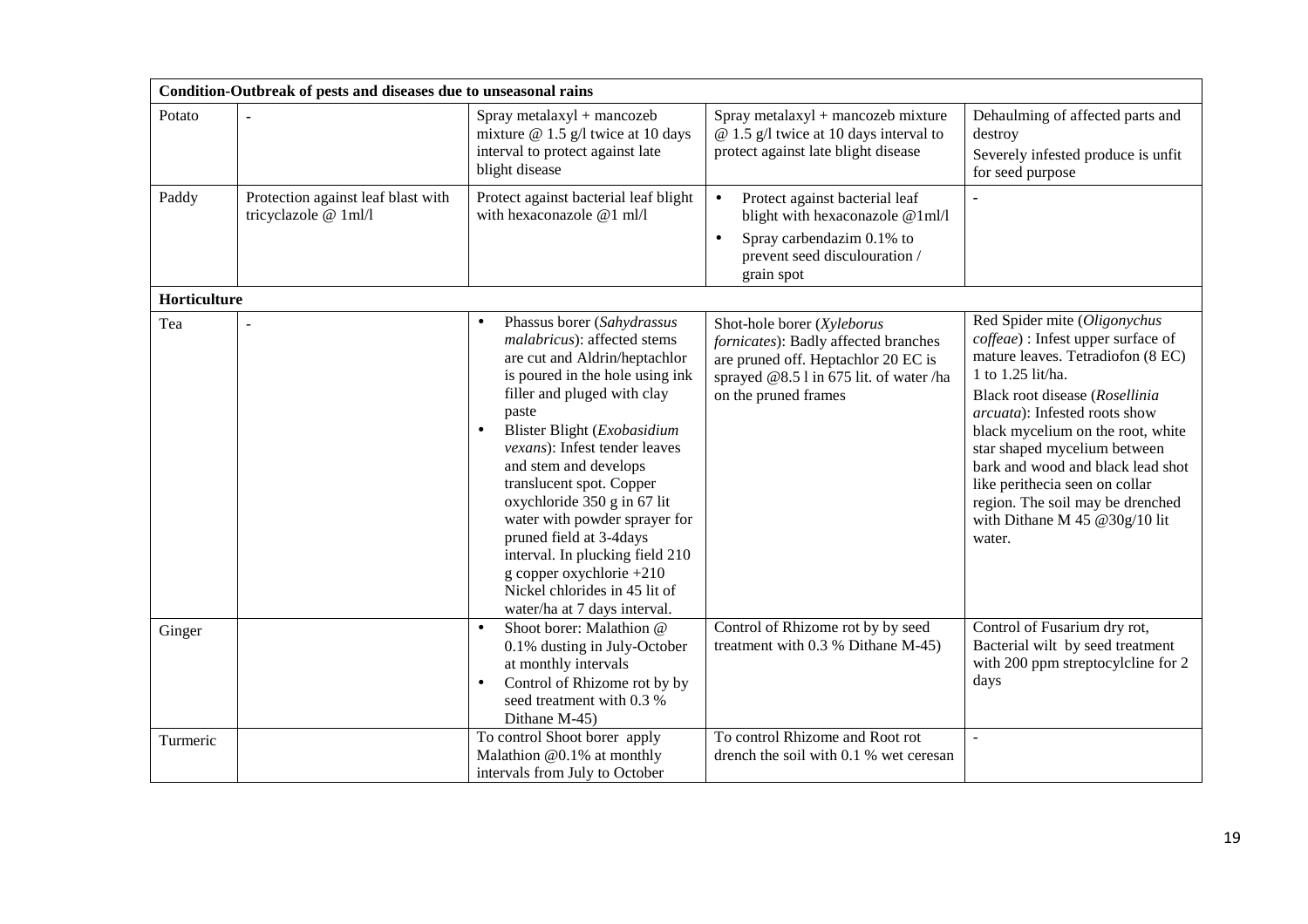| Condition-Outbreak of pests and diseases due to unseasonal rains | | | | |
|---|---|---|---|---|
| Potato | - | Spray metalaxyl + mancozeb mixture @ 1.5 g/l twice at 10 days interval to protect against late blight disease | Spray metalaxyl + mancozeb mixture @ 1.5 g/l twice at 10 days interval to protect against late blight disease | Dehaulming of affected parts and destroy<br>Severely infested produce is unfit for seed purpose |
| Paddy | Protection against leaf blast with tricyclazole @ 1ml/l | Protect against bacterial leaf blight with hexaconazole @1 ml/l | • Protect against bacterial leaf blight with hexaconazole @1ml/l<br>• Spray carbendazim 0.1% to prevent seed disculouration / grain spot | - |
| **Horticulture** | | | | |
| Tea | - | • Phassus borer (*Sahydrassus malabricus*): affected stems are cut and Aldrin/heptachlor is poured in the hole using ink filler and pluged with clay paste<br>• Blister Blight (*Exobasidium vexans*): Infest tender leaves and stem and develops translucent spot. Copper oxychloride 350 g in 67 lit water with powder sprayer for pruned field at 3-4days interval. In plucking field 210 g copper oxychlorie +210 Nickel chlorides in 45 lit of water/ha at 7 days interval. | Shot-hole borer (*Xyleborus fornicates*): Badly affected branches are pruned off. Heptachlor 20 EC is sprayed @8.5 l in 675 lit. of water /ha on the pruned frames | Red Spider mite (*Oligonychus coffeae*) : Infest upper surface of mature leaves. Tetradiofon (8 EC) 1 to 1.25 lit/ha.<br>Black root disease (*Rosellinia arcuata*): Infested roots show black mycelium on the root, white star shaped mycelium between bark and wood and black lead shot like perithecia seen on collar region. The soil may be drenched with Dithane M 45 @30g/10 lit water. |
| Ginger | | • Shoot borer: Malathion @ 0.1% dusting in July-October at monthly intervals<br>• Control of Rhizome rot by by seed treatment with 0.3 % Dithane M-45) | Control of Rhizome rot by by seed treatment with 0.3 % Dithane M-45) | Control of Fusarium dry rot, Bacterial wilt by seed treatment with 200 ppm streptocylcline for 2 days |
| Turmeric | | To control Shoot borer apply Malathion @0.1% at monthly intervals from July to October | To control Rhizome and Root rot drench the soil with 0.1 % wet ceresan | - |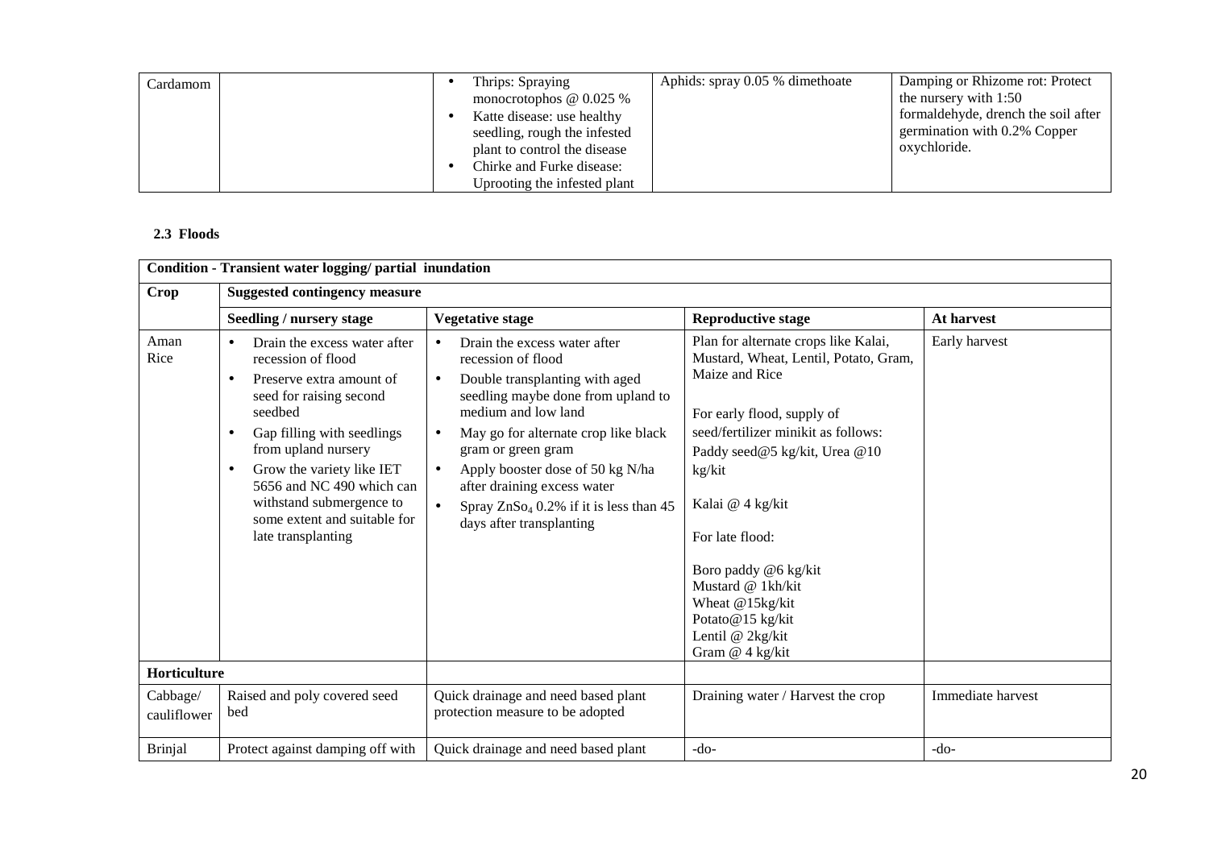| Cardamom | | • Thrips: Spraying monocrotophos @ 0.025 %<br>• Katte disease: use healthy seedling, rough the infested plant to control the disease<br>• Chirke and Furke disease: Uprooting the infested plant | Aphids: spray 0.05 % dimethoate | Damping or Rhizome rot: Protect the nursery with 1:50 formaldehyde, drench the soil after germination with 0.2% Copper oxychloride. |
|---|---|---|---|---|

### 2.3 Floods

| Condition - Transient water logging/ partial inundation | | | | |
|---|---|---|---|---|
| **Crop** | **Suggested contingency measure** | | | |
| | **Seedling / nursery stage** | **Vegetative stage** | **Reproductive stage** | **At harvest** |
| Aman Rice | • Drain the excess water after recession of flood<br>• Preserve extra amount of seed for raising second seedbed<br>• Gap filling with seedlings from upland nursery<br>• Grow the variety like IET 5656 and NC 490 which can withstand submergence to some extent and suitable for late transplanting | • Drain the excess water after recession of flood<br>• Double transplanting with aged seedling maybe done from upland to medium and low land<br>• May go for alternate crop like black gram or green gram<br>• Apply booster dose of 50 kg N/ha after draining excess water<br>• Spray $ZnSo_4$ 0.2% if it is less than 45 days after transplanting | Plan for alternate crops like Kalai, Mustard, Wheat, Lentil, Potato, Gram, Maize and Rice<br><br>For early flood, supply of seed/fertilizer minikit as follows:<br>Paddy seed@5 kg/kit, Urea @10 kg/kit<br><br>Kalai @ 4 kg/kit<br><br>For late flood:<br><br>Boro paddy @6 kg/kit<br>Mustard @ 1kh/kit<br>Wheat @15kg/kit<br>Potato@15 kg/kit<br>Lentil @ 2kg/kit<br>Gram @ 4 kg/kit | Early harvest |
| **Horticulture** | | | | |
| Cabbage/ cauliflower | Raised and poly covered seed bed | Quick drainage and need based plant protection measure to be adopted | Draining water / Harvest the crop | Immediate harvest |
| Brinjal | Protect against damping off with | Quick drainage and need based plant | -do- | -do- |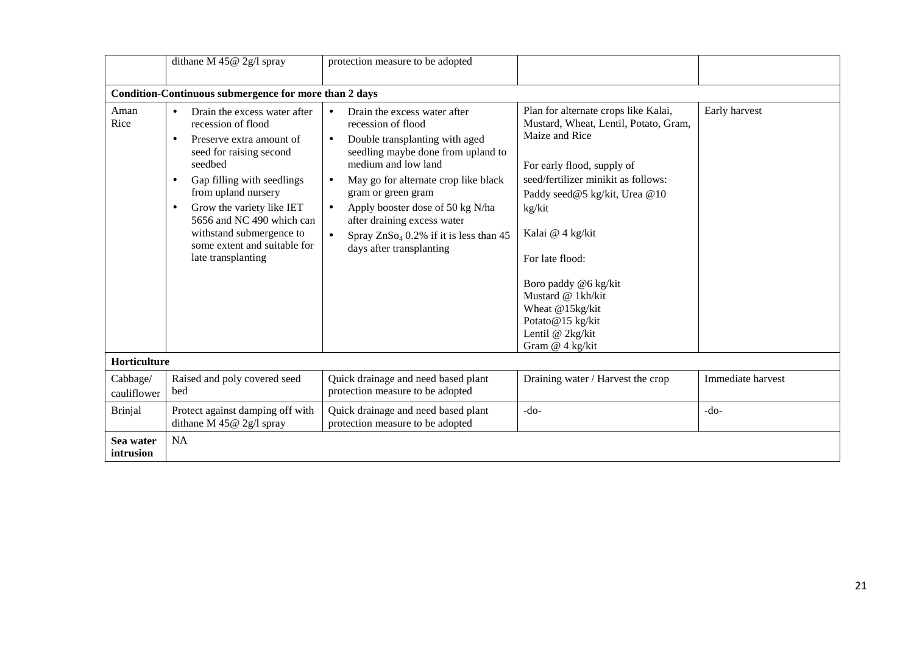| | | | | |
|---|---|---|---|---|
| | dithane M 45@ 2g/l spray | protection measure to be adopted | | |
| **Condition-Continuous submergence for more than 2 days** | | | | |
| Aman Rice | • Drain the excess water after recession of flood<br>• Preserve extra amount of seed for raising second seedbed<br>• Gap filling with seedlings from upland nursery<br>• Grow the variety like IET 5656 and NC 490 which can withstand submergence to some extent and suitable for late transplanting | • Drain the excess water after recession of flood<br>• Double transplanting with aged seedling maybe done from upland to medium and low land<br>• May go for alternate crop like black gram or green gram<br>• Apply booster dose of 50 kg N/ha after draining excess water<br>• Spray $ZnSo_4$ 0.2% if it is less than 45 days after transplanting | Plan for alternate crops like Kalai, Mustard, Wheat, Lentil, Potato, Gram, Maize and Rice<br><br>For early flood, supply of seed/fertilizer minikit as follows:<br>Paddy seed@5 kg/kit, Urea @10 kg/kit<br><br>Kalai @ 4 kg/kit<br><br>For late flood:<br><br>Boro paddy @6 kg/kit<br>Mustard @ 1kh/kit<br>Wheat @15kg/kit<br>Potato@15 kg/kit<br>Lentil @ 2kg/kit<br>Gram @ 4 kg/kit | Early harvest |
| **Horticulture** | | | | |
| Cabbage/ cauliflower | Raised and poly covered seed bed | Quick drainage and need based plant protection measure to be adopted | Draining water / Harvest the crop | Immediate harvest |
| Brinjal | Protect against damping off with dithane M 45@ 2g/l spray | Quick drainage and need based plant protection measure to be adopted | -do- | -do- |
| **Sea water intrusion** | NA | | | |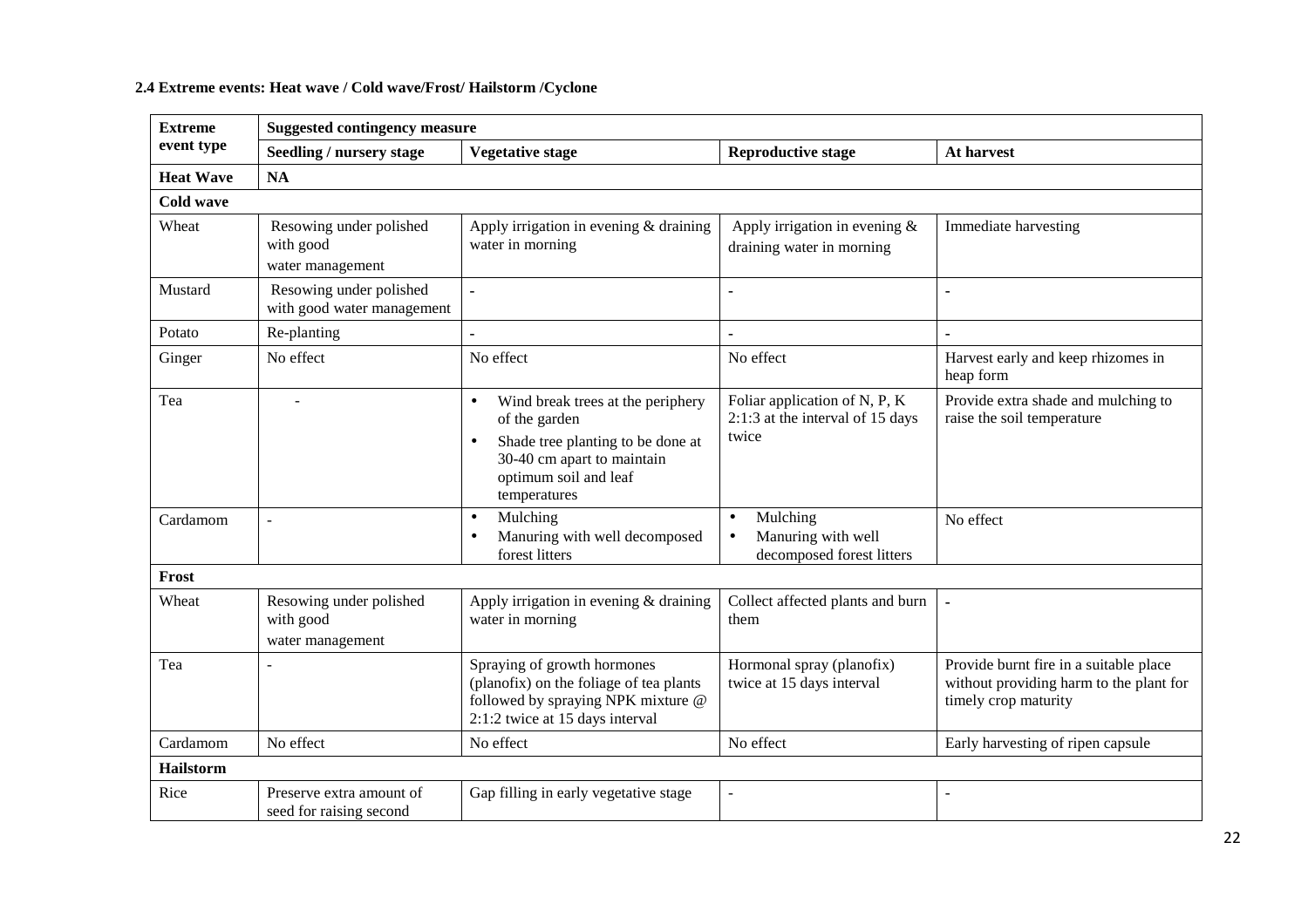**2.4 Extreme events: Heat wave / Cold wave/Frost/ Hailstorm /Cyclone**

| Extreme event type | Suggested contingency measure | | | |
|---|---|---|---|---|
| | Seedling / nursery stage | Vegetative stage | Reproductive stage | At harvest |
| **Heat Wave** | **NA** | | | |
| **Cold wave** | | | | |
| Wheat | Resowing under polished with good water management | Apply irrigation in evening & draining water in morning | Apply irrigation in evening & draining water in morning | Immediate harvesting |
| Mustard | Resowing under polished with good water management | - | - | - |
| Potato | Re-planting | - | - | - |
| Ginger | No effect | No effect | No effect | Harvest early and keep rhizomes in heap form |
| Tea | - | • Wind break trees at the periphery of the garden<br>• Shade tree planting to be done at 30-40 cm apart to maintain optimum soil and leaf temperatures | Foliar application of N, P, K 2:1:3 at the interval of 15 days twice | Provide extra shade and mulching to raise the soil temperature |
| Cardamom | - | • Mulching<br>• Manuring with well decomposed forest litters | • Mulching<br>• Manuring with well decomposed forest litters | No effect |
| **Frost** | | | | |
| Wheat | Resowing under polished with good water management | Apply irrigation in evening & draining water in morning | Collect affected plants and burn them | - |
| Tea | - | Spraying of growth hormones (planofix) on the foliage of tea plants followed by spraying NPK mixture @ 2:1:2 twice at 15 days interval | Hormonal spray (planofix) twice at 15 days interval | Provide burnt fire in a suitable place without providing harm to the plant for timely crop maturity |
| Cardamom | No effect | No effect | No effect | Early harvesting of ripen capsule |
| **Hailstorm** | | | | |
| Rice | Preserve extra amount of seed for raising second | Gap filling in early vegetative stage | - | - |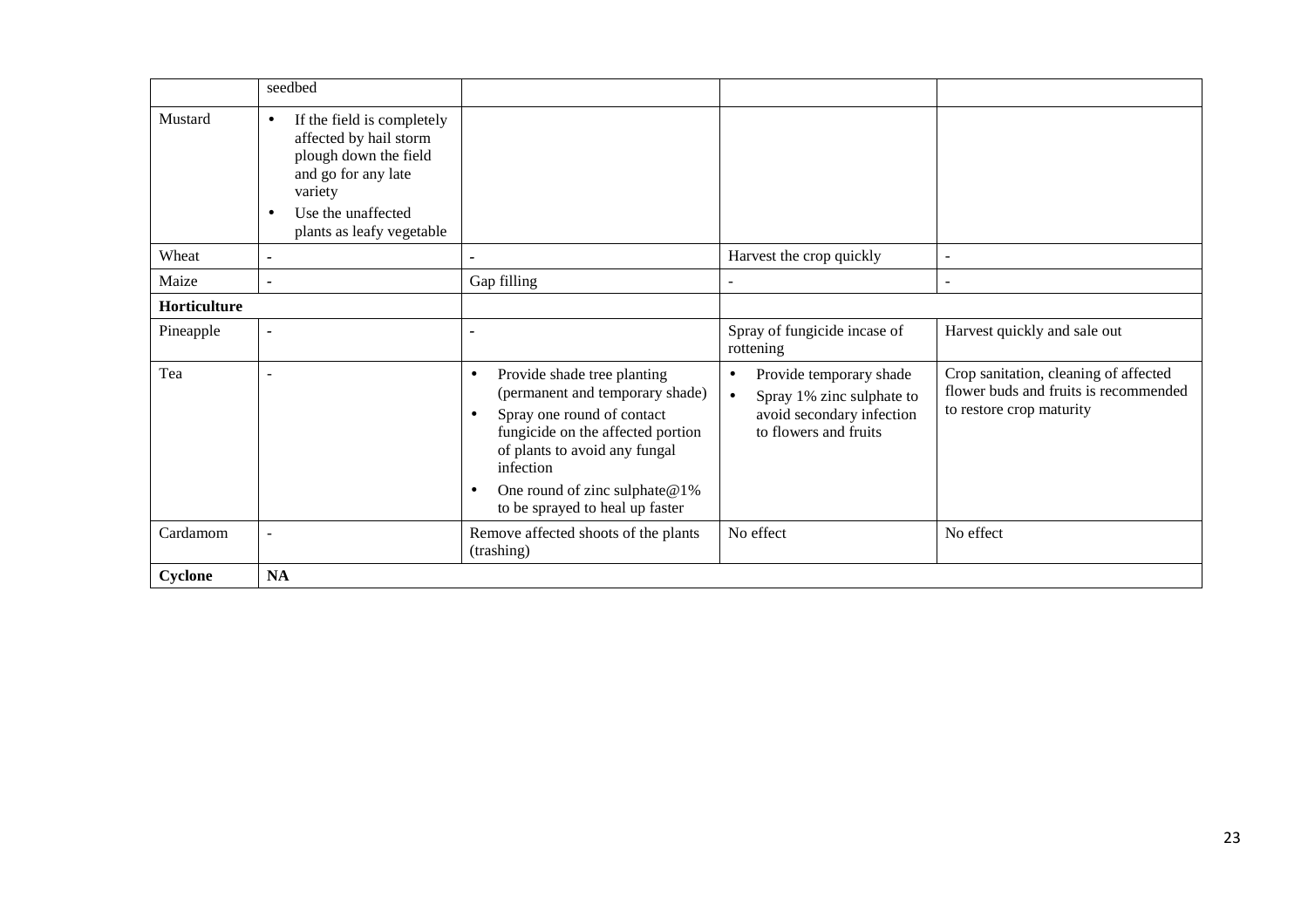| | | | | |
|---|---|---|---|---|
| | seedbed | | | |
| Mustard | • If the field is completely affected by hail storm plough down the field and go for any late variety<br>• Use the unaffected plants as leafy vegetable | | | |
| Wheat | - | - | Harvest the crop quickly | - |
| Maize | - | Gap filling | - | - |
| **Horticulture** | | | | |
| Pineapple | - | - | Spray of fungicide incase of rottening | Harvest quickly and sale out |
| Tea | - | • Provide shade tree planting (permanent and temporary shade)<br>• Spray one round of contact fungicide on the affected portion of plants to avoid any fungal infection<br>• One round of zinc sulphate@1% to be sprayed to heal up faster | • Provide temporary shade<br>• Spray 1% zinc sulphate to avoid secondary infection to flowers and fruits | Crop sanitation, cleaning of affected flower buds and fruits is recommended to restore crop maturity |
| Cardamom | - | Remove affected shoots of the plants (trashing) | No effect | No effect |
| **Cyclone** | **NA** | | | |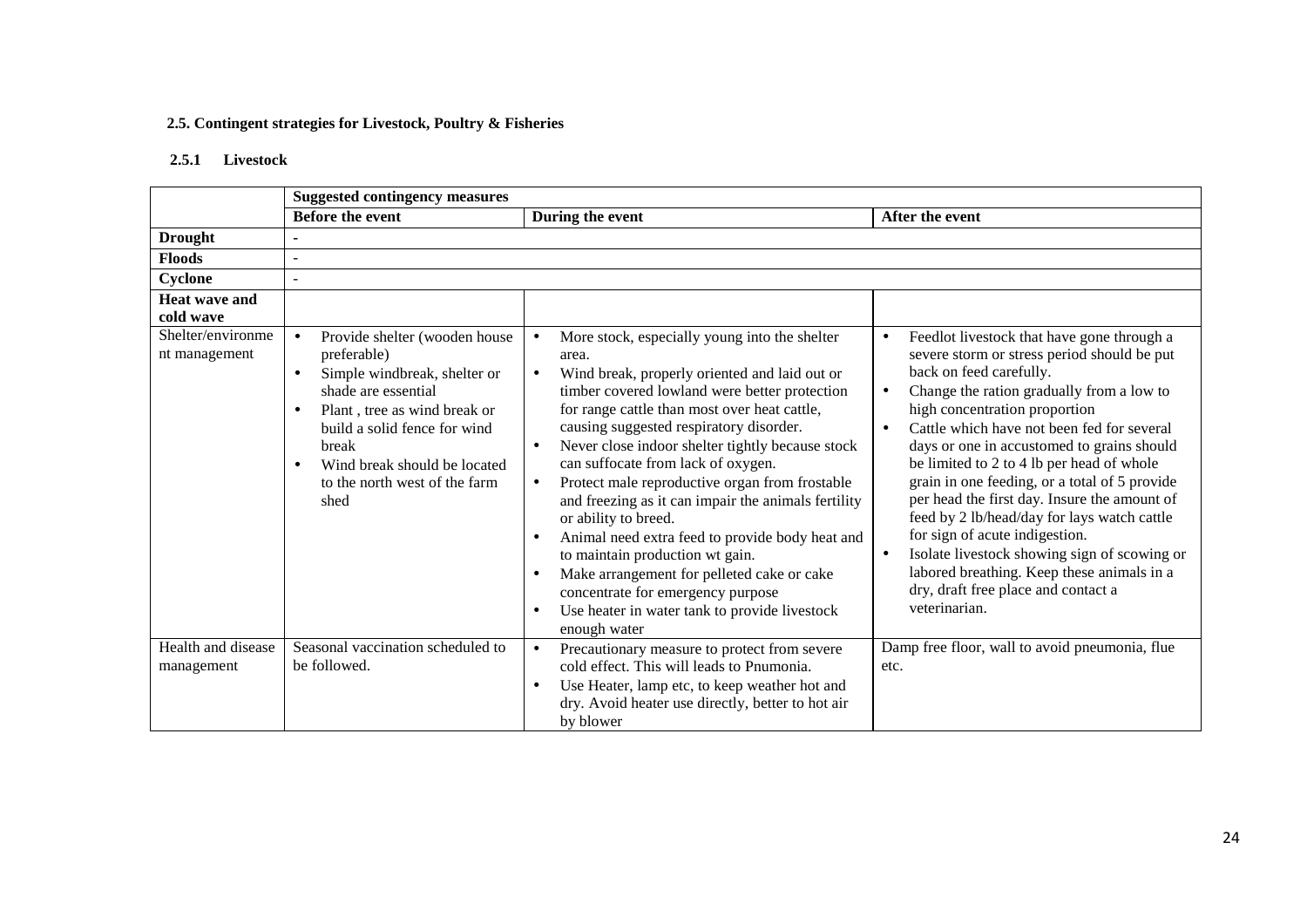**2.5. Contingent strategies for Livestock, Poultry & Fisheries**

**2.5.1 Livestock**

| | **Suggested contingency measures** | | |
|---|---|---|---|
| | **Before the event** | **During the event** | **After the event** |
| **Drought** | - | | |
| **Floods** | - | | |
| **Cyclone** | - | | |
| **Heat wave and cold wave** | | | |
| Shelter/environment management | • Provide shelter (wooden house preferable)<br>• Simple windbreak, shelter or shade are essential<br>• Plant , tree as wind break or build a solid fence for wind break<br>• Wind break should be located to the north west of the farm shed | • More stock, especially young into the shelter area.<br>• Wind break, properly oriented and laid out or timber covered lowland were better protection for range cattle than most over heat cattle, causing suggested respiratory disorder.<br>• Never close indoor shelter tightly because stock can suffocate from lack of oxygen.<br>• Protect male reproductive organ from frostable and freezing as it can impair the animals fertility or ability to breed.<br>• Animal need extra feed to provide body heat and to maintain production wt gain.<br>• Make arrangement for pelleted cake or cake concentrate for emergency purpose<br>• Use heater in water tank to provide livestock enough water | • Feedlot livestock that have gone through a severe storm or stress period should be put back on feed carefully.<br>• Change the ration gradually from a low to high concentration proportion<br>• Cattle which have not been fed for several days or one in accustomed to grains should be limited to 2 to 4 lb per head of whole grain in one feeding, or a total of 5 provide per head the first day. Insure the amount of feed by 2 lb/head/day for lays watch cattle for sign of acute indigestion.<br>• Isolate livestock showing sign of scowing or labored breathing. Keep these animals in a dry, draft free place and contact a veterinarian. |
| Health and disease management | Seasonal vaccination scheduled to be followed. | • Precautionary measure to protect from severe cold effect. This will leads to Pnumonia.<br>• Use Heater, lamp etc, to keep weather hot and dry. Avoid heater use directly, better to hot air by blower | Damp free floor, wall to avoid pneumonia, flue etc. |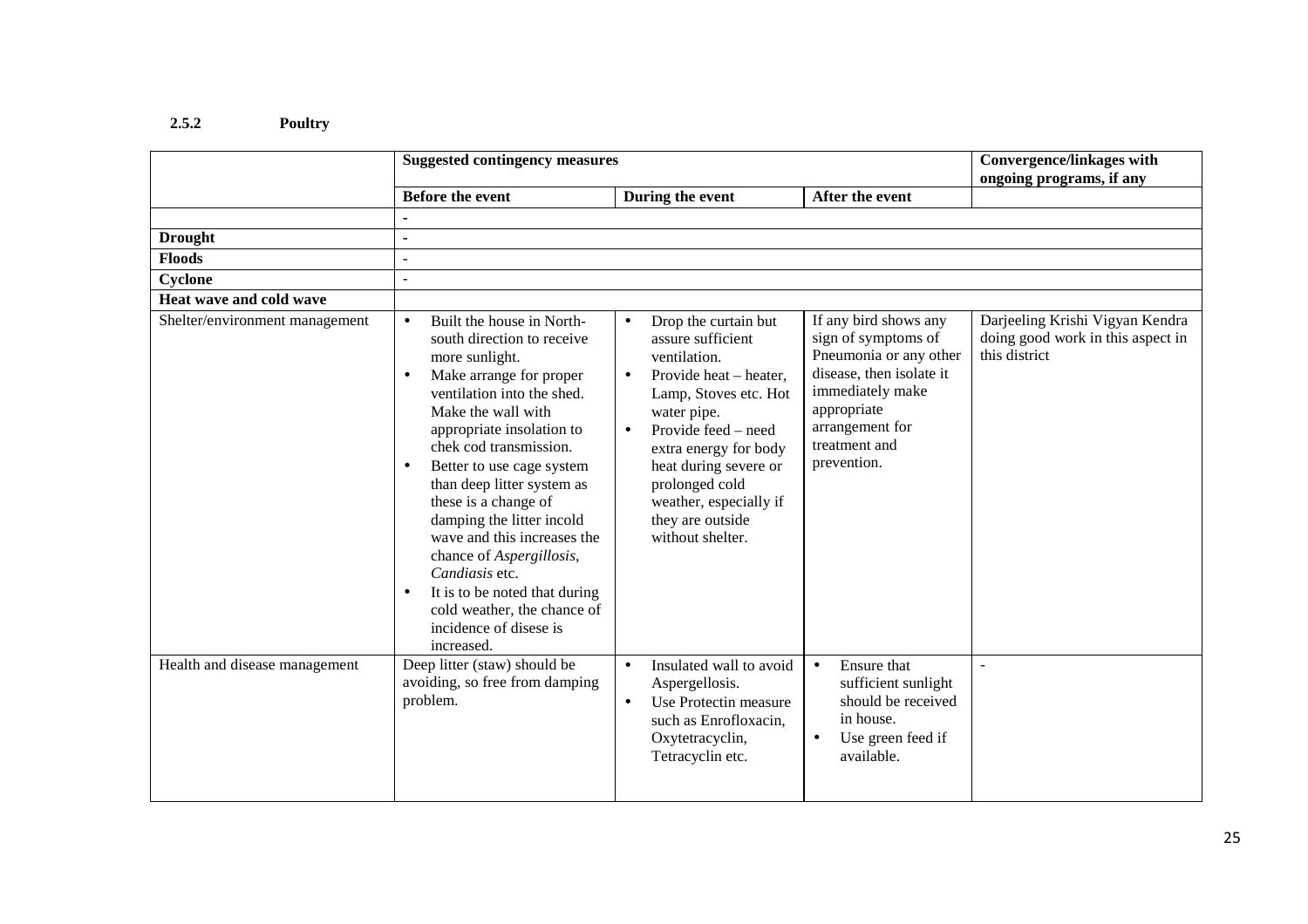### 2.5.2 Poultry

| | Suggested contingency measures | | | Convergence/linkages with ongoing programs, if any |
|---|---|---|---|---|
| | **Before the event** | **During the event** | **After the event** | |
| | - | | | |
| **Drought** | - | | | |
| **Floods** | - | | | |
| **Cyclone** | - | | | |
| **Heat wave and cold wave** | | | | |
| Shelter/environment management | • Built the house in North-south direction to receive more sunlight.<br>• Make arrange for proper ventilation into the shed. Make the wall with appropriate insolation to chek cod transmission.<br>• Better to use cage system than deep litter system as these is a change of damping the litter incold wave and this increases the chance of *Aspergillosis*, *Candiasis* etc.<br>• It is to be noted that during cold weather, the chance of incidence of disese is increased. | • Drop the curtain but assure sufficient ventilation.<br>• Provide heat – heater, Lamp, Stoves etc. Hot water pipe.<br>• Provide feed – need extra energy for body heat during severe or prolonged cold weather, especially if they are outside without shelter. | If any bird shows any sign of symptoms of Pneumonia or any other disease, then isolate it immediately make appropriate arrangement for treatment and prevention. | Darjeeling Krishi Vigyan Kendra doing good work in this aspect in this district |
| Health and disease management | Deep litter (staw) should be avoiding, so free from damping problem. | • Insulated wall to avoid Aspergellosis.<br>• Use Protectin measure such as Enrofloxacin, Oxytetracyclin, Tetracyclin etc. | • Ensure that sufficient sunlight should be received in house.<br>• Use green feed if available. | - |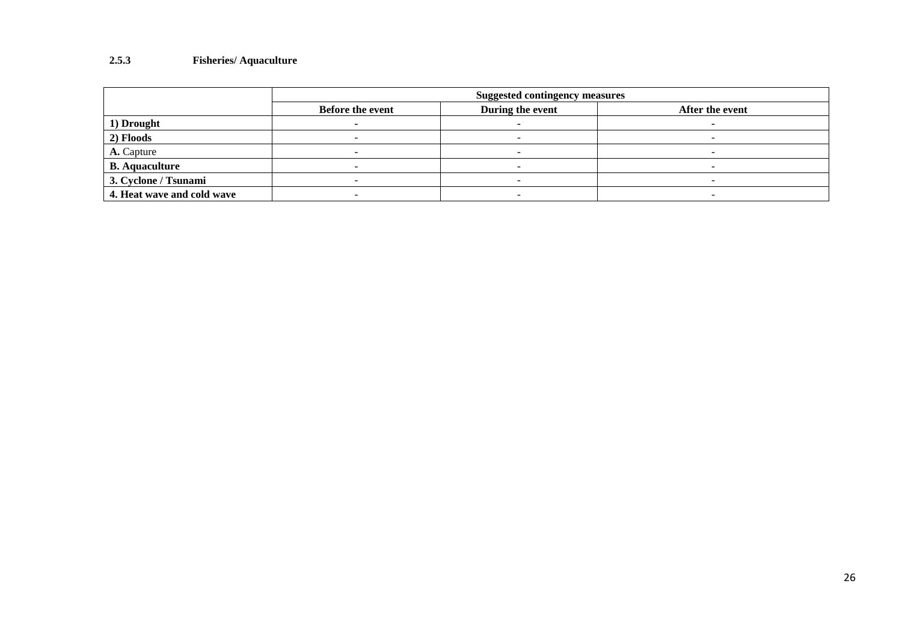**2.5.3 Fisheries/ Aquaculture**

| | Suggested contingency measures | | |
|---|---|---|---|
| | **Before the event** | **During the event** | **After the event** |
| **1) Drought** | - | - | - |
| **2) Floods** | - | - | - |
| **A.** Capture | - | - | - |
| **B. Aquaculture** | - | - | - |
| **3. Cyclone / Tsunami** | - | - | - |
| **4. Heat wave and cold wave** | - | - | - |